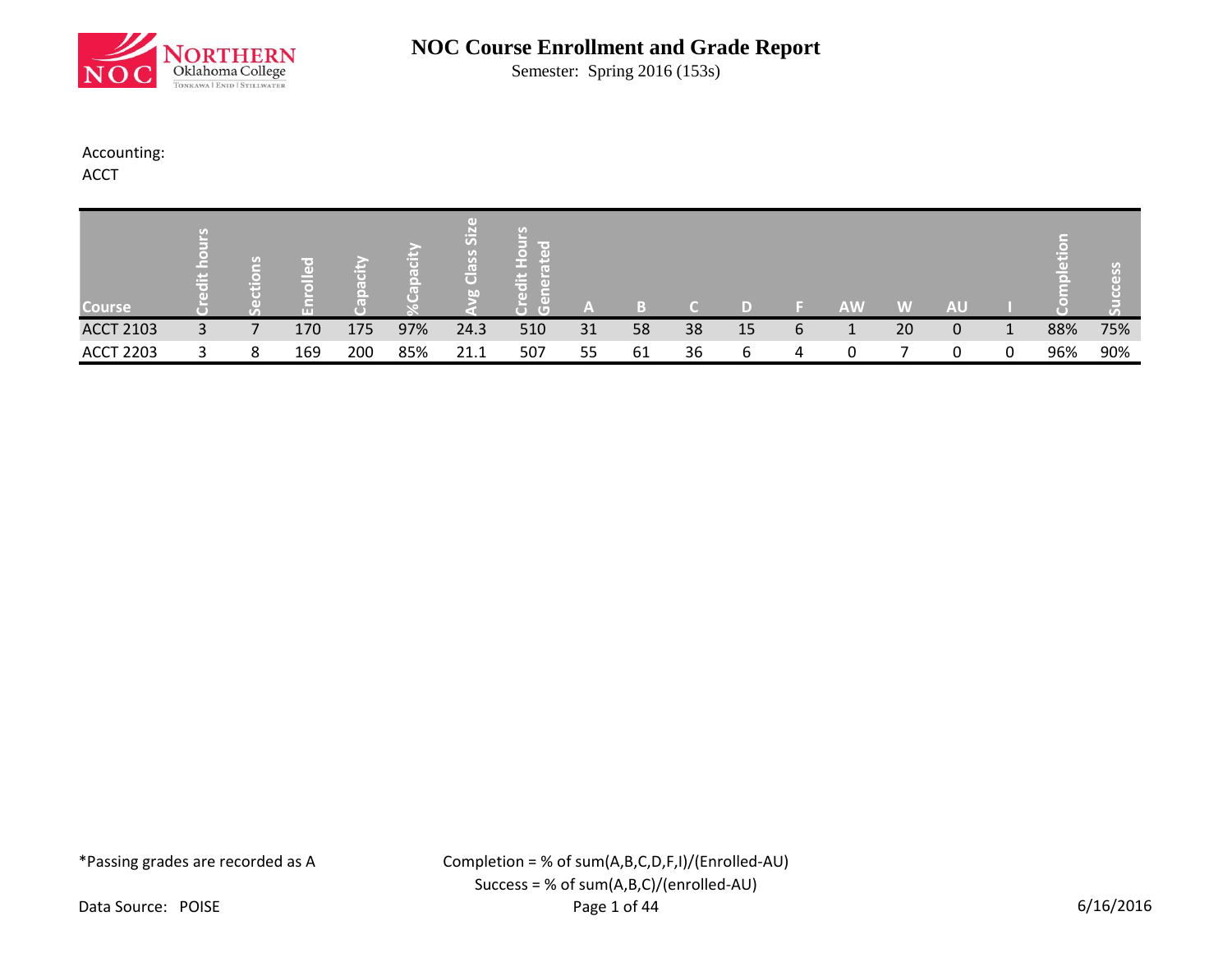# NOC Course Enrollment and Grade Report

Semester: Spring 2016 (153s)

Accounting:
ACCT

| Course | Credit hours | Sections | Enrolled | Capacity | %Capacity | Avg Class Size | Credit Hours Generated | A | B | C | D | F | AW | W | AU | I | Completion | Success |
|---|---|---|---|---|---|---|---|---|---|---|---|---|---|---|---|---|---|---|
| ACCT 2103 | 3 | 7 | 170 | 175 | 97% | 24.3 | 510 | 31 | 58 | 38 | 15 | 6 | 1 | 20 | 0 | 1 | 88% | 75% |
| ACCT 2203 | 3 | 8 | 169 | 200 | 85% | 21.1 | 507 | 55 | 61 | 36 | 6 | 4 | 0 | 7 | 0 | 0 | 96% | 90% |

*Passing grades are recorded as A

Completion = % of sum(A,B,C,D,F,I)/(Enrolled-AU)
Success = % of sum(A,B,C)/(enrolled-AU)

Data Source: POISE

6/16/2016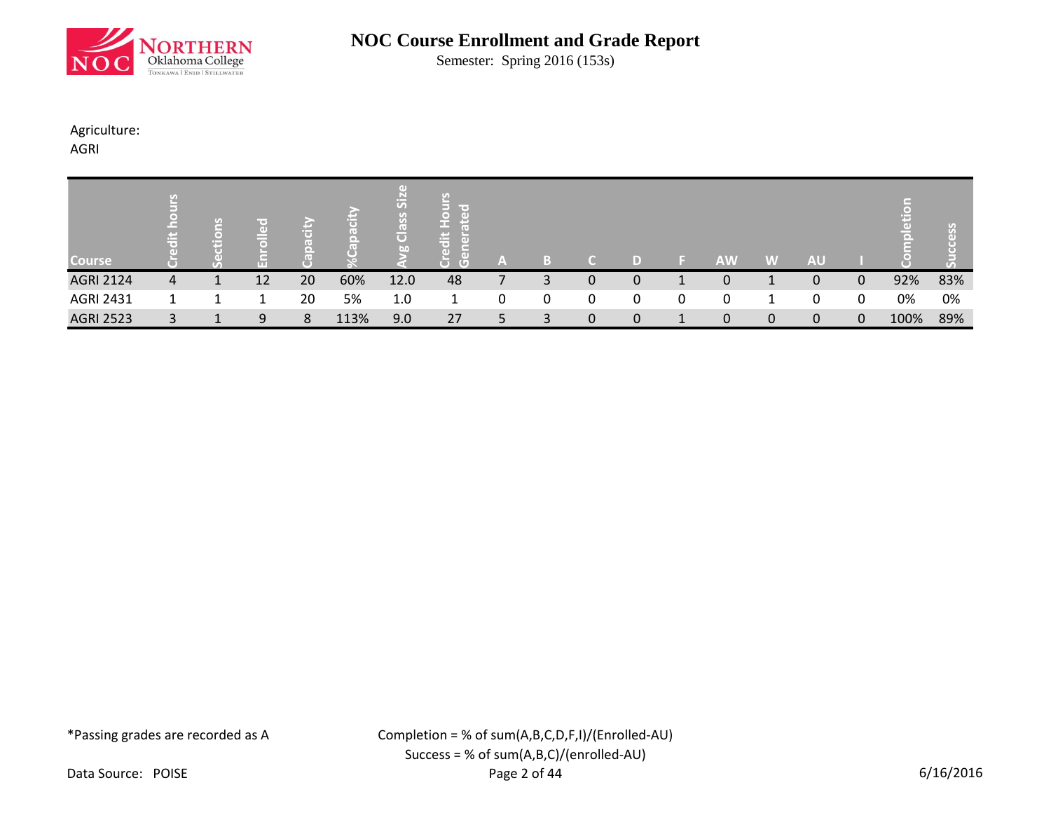# NOC Course Enrollment and Grade Report

Semester: Spring 2016 (153s)

Agriculture:
AGRI

| Course | Credit hours | Sections | Enrolled | Capacity | %Capacity | Avg Class Size | Credit Hours Generated | A | B | C | D | F | AW | W | AU | I | Completion | Success |
|---|---|---|---|---|---|---|---|---|---|---|---|---|---|---|---|---|---|---|
| AGRI 2124 | 4 | 1 | 12 | 20 | 60% | 12.0 | 48 | 7 | 3 | 0 | 0 | 1 | 0 | 1 | 0 | 0 | 92% | 83% |
| AGRI 2431 | 1 | 1 | 1 | 20 | 5% | 1.0 | 1 | 0 | 0 | 0 | 0 | 0 | 0 | 1 | 0 | 0 | 0% | 0% |
| AGRI 2523 | 3 | 1 | 9 | 8 | 113% | 9.0 | 27 | 5 | 3 | 0 | 0 | 1 | 0 | 0 | 0 | 0 | 100% | 89% |

*Passing grades are recorded as A

Completion = % of sum(A,B,C,D,F,I)/(Enrolled-AU)
Success = % of sum(A,B,C)/(enrolled-AU)

Data Source: POISE

6/16/2016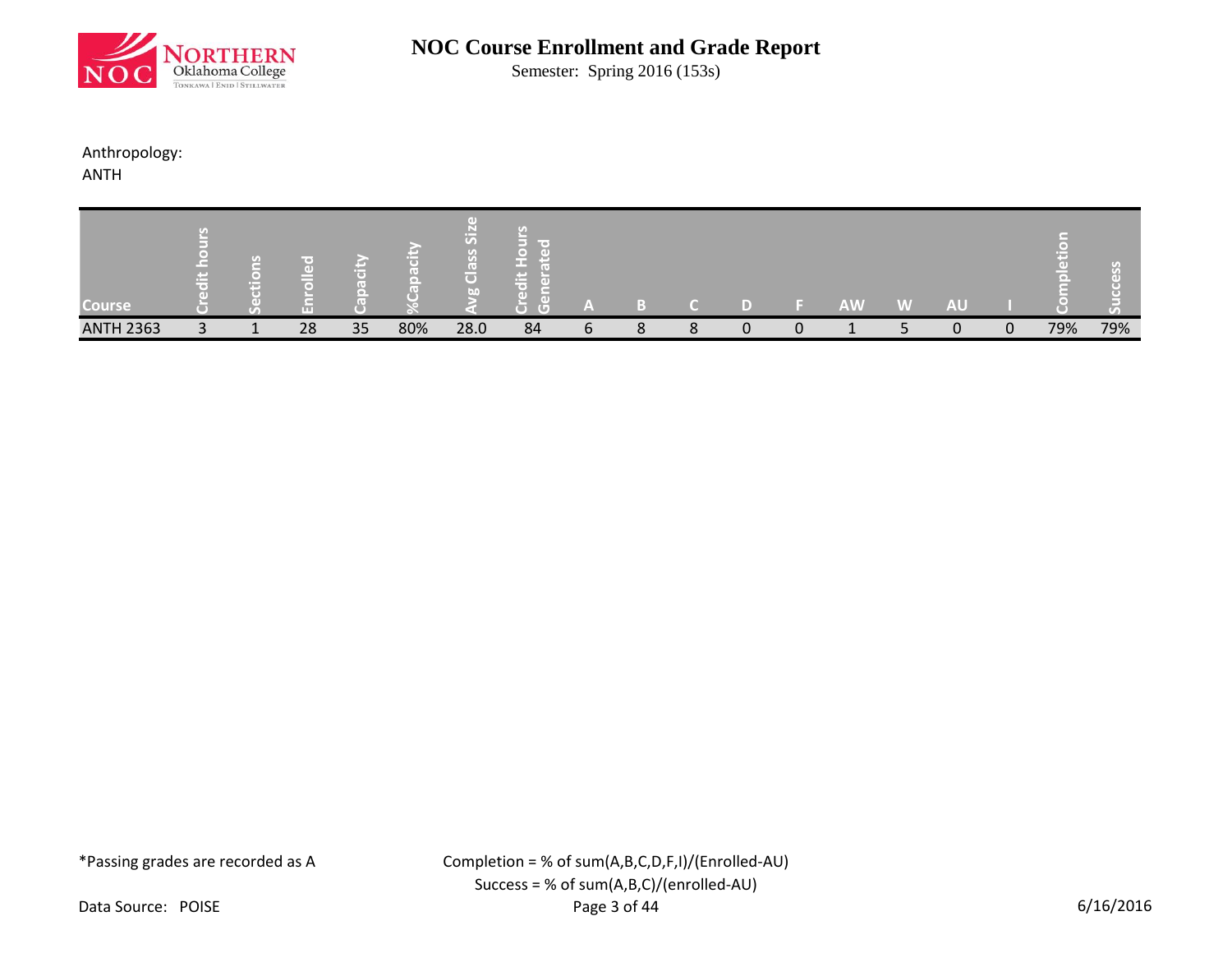# NOC Course Enrollment and Grade Report

Semester: Spring 2016 (153s)

Anthropology:
ANTH

| Course | Credit hours | Sections | Enrolled | Capacity | %Capacity | Avg Class Size | Credit Hours Generated | A | B | C | D | F | AW | W | AU | I | Completion | Success |
|---|---|---|---|---|---|---|---|---|---|---|---|---|---|---|---|---|---|---|
| ANTH 2363 | 3 | 1 | 28 | 35 | 80% | 28.0 | 84 | 6 | 8 | 8 | 0 | 0 | 1 | 5 | 0 | 0 | 79% | 79% |

*Passing grades are recorded as A

Completion = % of sum(A,B,C,D,F,I)/(Enrolled-AU)
Success = % of sum(A,B,C)/(enrolled-AU)

Data Source: POISE

6/16/2016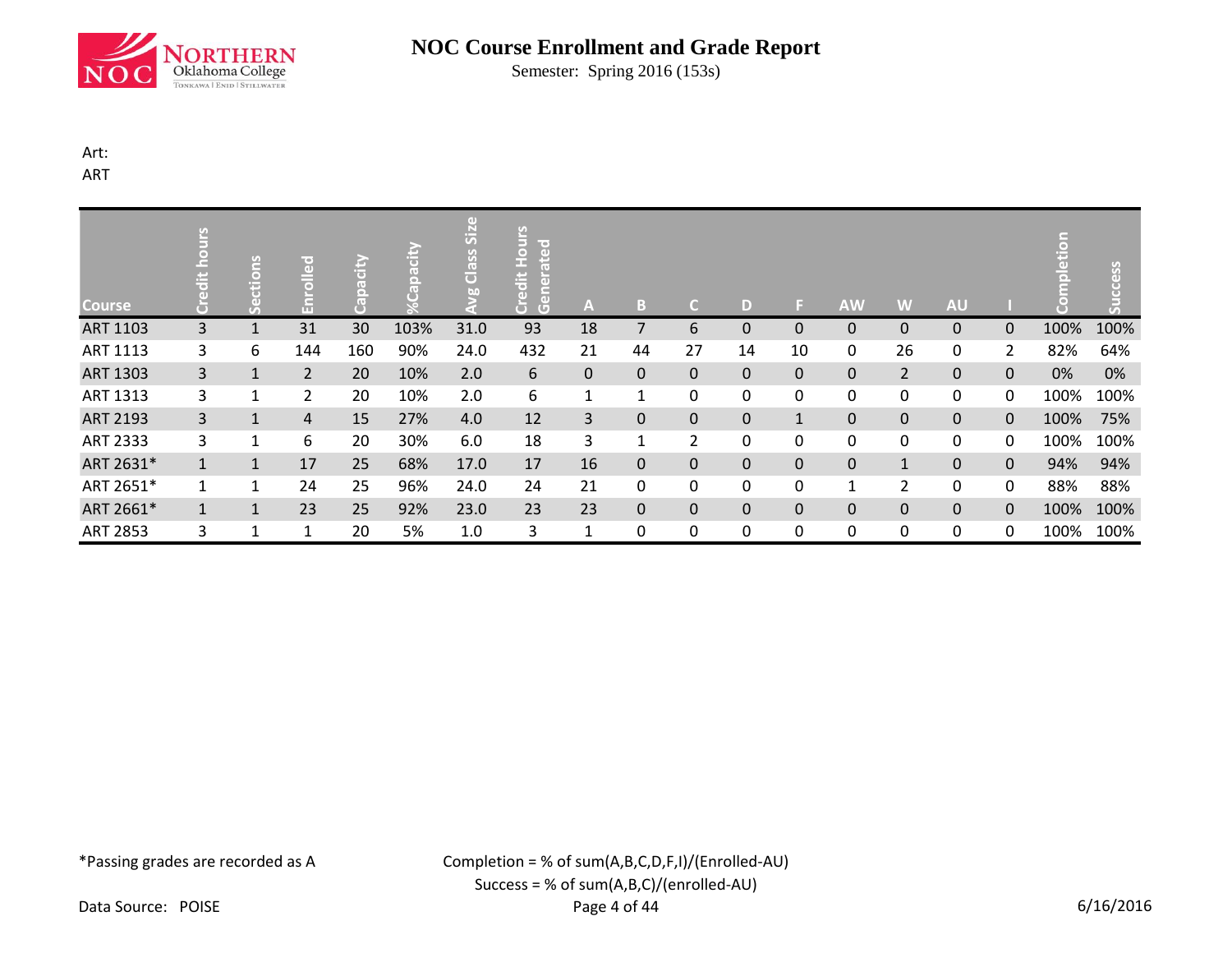# NOC Course Enrollment and Grade Report

Semester: Spring 2016 (153s)

Art:

ART

| Course | Credit hours | Sections | Enrolled | Capacity | %Capacity | Avg Class Size | Credit Hours Generated | A | B | C | D | F | AW | W | AU | I | Completion | Success |
|---|---|---|---|---|---|---|---|---|---|---|---|---|---|---|---|---|---|---|
| ART 1103 | 3 | 1 | 31 | 30 | 103% | 31.0 | 93 | 18 | 7 | 6 | 0 | 0 | 0 | 0 | 0 | 0 | 100% | 100% |
| ART 1113 | 3 | 6 | 144 | 160 | 90% | 24.0 | 432 | 21 | 44 | 27 | 14 | 10 | 0 | 26 | 0 | 2 | 82% | 64% |
| ART 1303 | 3 | 1 | 2 | 20 | 10% | 2.0 | 6 | 0 | 0 | 0 | 0 | 0 | 0 | 2 | 0 | 0 | 0% | 0% |
| ART 1313 | 3 | 1 | 2 | 20 | 10% | 2.0 | 6 | 1 | 1 | 0 | 0 | 0 | 0 | 0 | 0 | 0 | 100% | 100% |
| ART 2193 | 3 | 1 | 4 | 15 | 27% | 4.0 | 12 | 3 | 0 | 0 | 0 | 1 | 0 | 0 | 0 | 0 | 100% | 75% |
| ART 2333 | 3 | 1 | 6 | 20 | 30% | 6.0 | 18 | 3 | 1 | 2 | 0 | 0 | 0 | 0 | 0 | 0 | 100% | 100% |
| ART 2631* | 1 | 1 | 17 | 25 | 68% | 17.0 | 17 | 16 | 0 | 0 | 0 | 0 | 0 | 1 | 0 | 0 | 94% | 94% |
| ART 2651* | 1 | 1 | 24 | 25 | 96% | 24.0 | 24 | 21 | 0 | 0 | 0 | 0 | 1 | 2 | 0 | 0 | 88% | 88% |
| ART 2661* | 1 | 1 | 23 | 25 | 92% | 23.0 | 23 | 23 | 0 | 0 | 0 | 0 | 0 | 0 | 0 | 0 | 100% | 100% |
| ART 2853 | 3 | 1 | 1 | 20 | 5% | 1.0 | 3 | 1 | 0 | 0 | 0 | 0 | 0 | 0 | 0 | 0 | 100% | 100% |

*Passing grades are recorded as A

Completion = % of sum(A,B,C,D,F,I)/(Enrolled-AU)

Success = % of sum(A,B,C)/(enrolled-AU)

Data Source: POISE

6/16/2016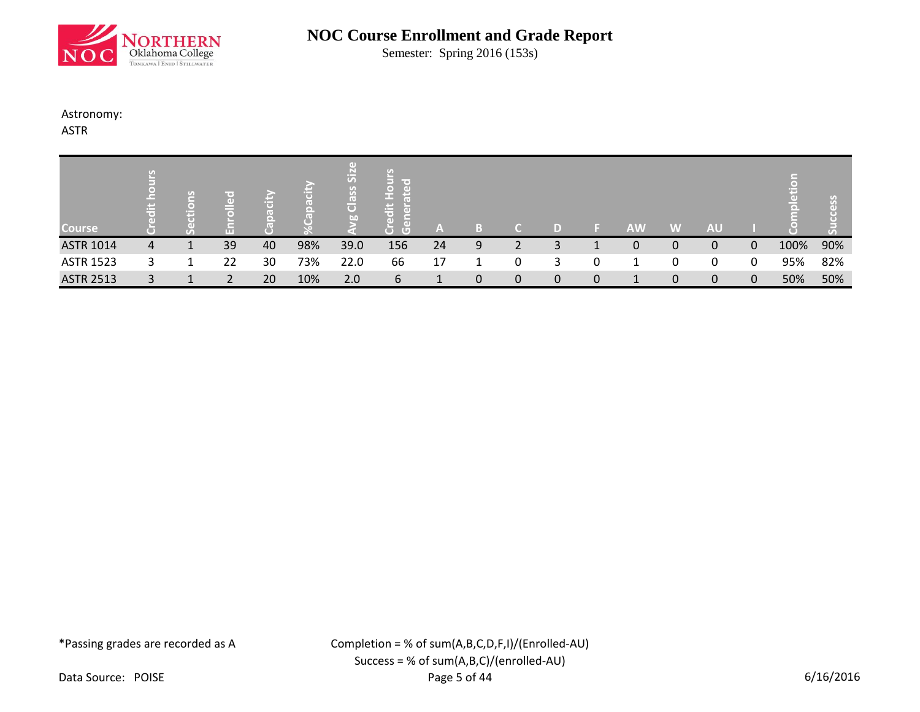# NOC Course Enrollment and Grade Report

Semester: Spring 2016 (153s)

Astronomy:

ASTR

| Course | Credit hours | Sections | Enrolled | Capacity | %Capacity | Avg Class Size | Credit Hours Generated | A | B | C | D | F | AW | W | AU | I | Completion | Success |
|---|---|---|---|---|---|---|---|---|---|---|---|---|---|---|---|---|---|---|
| ASTR 1014 | 4 | 1 | 39 | 40 | 98% | 39.0 | 156 | 24 | 9 | 2 | 3 | 1 | 0 | 0 | 0 | 0 | 100% | 90% |
| ASTR 1523 | 3 | 1 | 22 | 30 | 73% | 22.0 | 66 | 17 | 1 | 0 | 3 | 0 | 1 | 0 | 0 | 0 | 95% | 82% |
| ASTR 2513 | 3 | 1 | 2 | 20 | 10% | 2.0 | 6 | 1 | 0 | 0 | 0 | 0 | 1 | 0 | 0 | 0 | 50% | 50% |

*Passing grades are recorded as A

Completion = % of sum(A,B,C,D,F,I)/(Enrolled-AU)

Success = % of sum(A,B,C)/(enrolled-AU)

Data Source: POISE

6/16/2016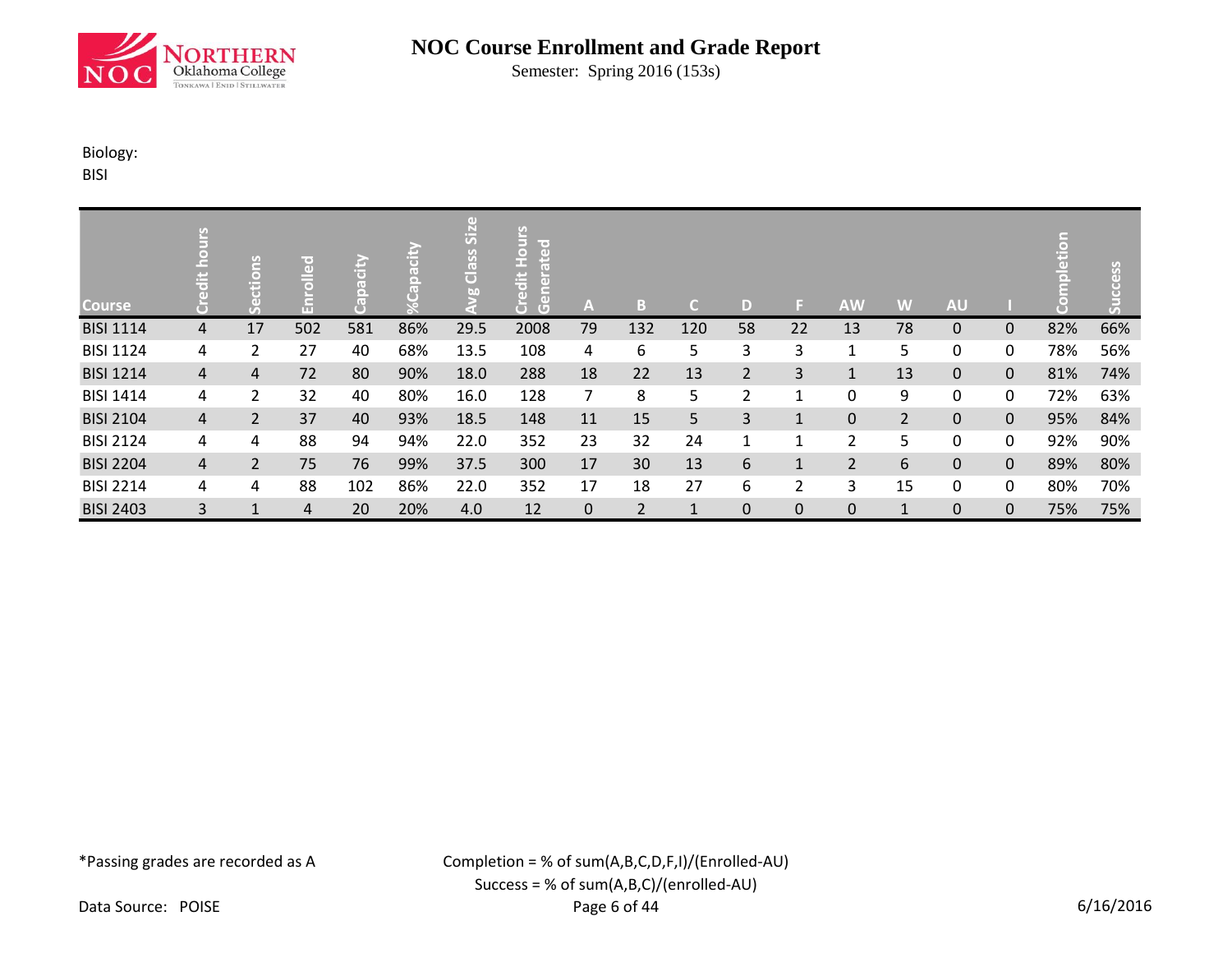# NOC Course Enrollment and Grade Report

Semester: Spring 2016 (153s)

Biology:
BISI

| Course | Credit hours | Sections | Enrolled | Capacity | %Capacity | Avg Class Size | Credit Hours Generated | A | B | C | D | F | AW | W | AU | I | Completion | Success |
|---|---|---|---|---|---|---|---|---|---|---|---|---|---|---|---|---|---|---|
| BISI 1114 | 4 | 17 | 502 | 581 | 86% | 29.5 | 2008 | 79 | 132 | 120 | 58 | 22 | 13 | 78 | 0 | 0 | 82% | 66% |
| BISI 1124 | 4 | 2 | 27 | 40 | 68% | 13.5 | 108 | 4 | 6 | 5 | 3 | 3 | 1 | 5 | 0 | 0 | 78% | 56% |
| BISI 1214 | 4 | 4 | 72 | 80 | 90% | 18.0 | 288 | 18 | 22 | 13 | 2 | 3 | 1 | 13 | 0 | 0 | 81% | 74% |
| BISI 1414 | 4 | 2 | 32 | 40 | 80% | 16.0 | 128 | 7 | 8 | 5 | 2 | 1 | 0 | 9 | 0 | 0 | 72% | 63% |
| BISI 2104 | 4 | 2 | 37 | 40 | 93% | 18.5 | 148 | 11 | 15 | 5 | 3 | 1 | 0 | 2 | 0 | 0 | 95% | 84% |
| BISI 2124 | 4 | 4 | 88 | 94 | 94% | 22.0 | 352 | 23 | 32 | 24 | 1 | 1 | 2 | 5 | 0 | 0 | 92% | 90% |
| BISI 2204 | 4 | 2 | 75 | 76 | 99% | 37.5 | 300 | 17 | 30 | 13 | 6 | 1 | 2 | 6 | 0 | 0 | 89% | 80% |
| BISI 2214 | 4 | 4 | 88 | 102 | 86% | 22.0 | 352 | 17 | 18 | 27 | 6 | 2 | 3 | 15 | 0 | 0 | 80% | 70% |
| BISI 2403 | 3 | 1 | 4 | 20 | 20% | 4.0 | 12 | 0 | 2 | 1 | 0 | 0 | 0 | 1 | 0 | 0 | 75% | 75% |

*Passing grades are recorded as A

Completion = % of sum(A,B,C,D,F,I)/(Enrolled-AU)
Success = % of sum(A,B,C)/(enrolled-AU)

Data Source: POISE

6/16/2016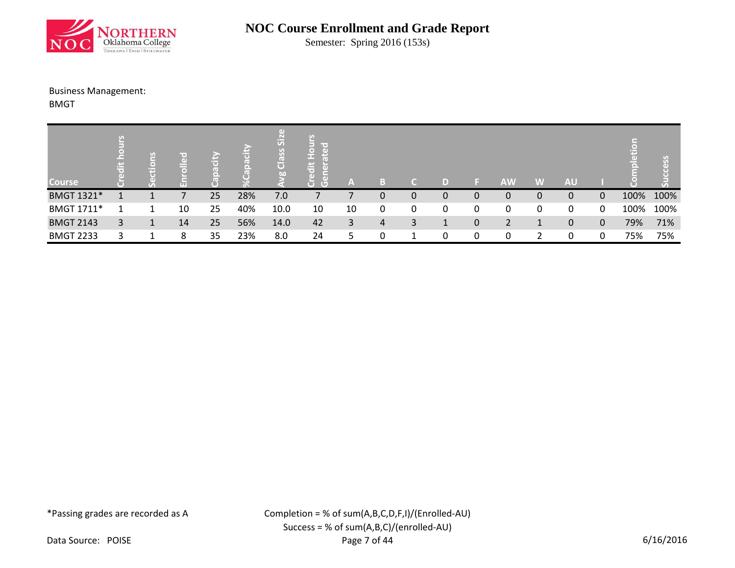# NOC Course Enrollment and Grade Report

Semester: Spring 2016 (153s)

Business Management:

BMGT

| Course | Credit hours | Sections | Enrolled | Capacity | %Capacity | Avg Class Size | Credit Hours Generated | A | B | C | D | F | AW | W | AU | I | Completion | Success |
|---|---|---|---|---|---|---|---|---|---|---|---|---|---|---|---|---|---|---|
| BMGT 1321* | 1 | 1 | 7 | 25 | 28% | 7.0 | 7 | 7 | 0 | 0 | 0 | 0 | 0 | 0 | 0 | 0 | 100% | 100% |
| BMGT 1711* | 1 | 1 | 10 | 25 | 40% | 10.0 | 10 | 10 | 0 | 0 | 0 | 0 | 0 | 0 | 0 | 0 | 100% | 100% |
| BMGT 2143 | 3 | 1 | 14 | 25 | 56% | 14.0 | 42 | 3 | 4 | 3 | 1 | 0 | 2 | 1 | 0 | 0 | 79% | 71% |
| BMGT 2233 | 3 | 1 | 8 | 35 | 23% | 8.0 | 24 | 5 | 0 | 1 | 0 | 0 | 0 | 2 | 0 | 0 | 75% | 75% |

*Passing grades are recorded as A

Completion = % of sum(A,B,C,D,F,I)/(Enrolled-AU)

Success = % of sum(A,B,C)/(enrolled-AU)

Data Source: POISE

6/16/2016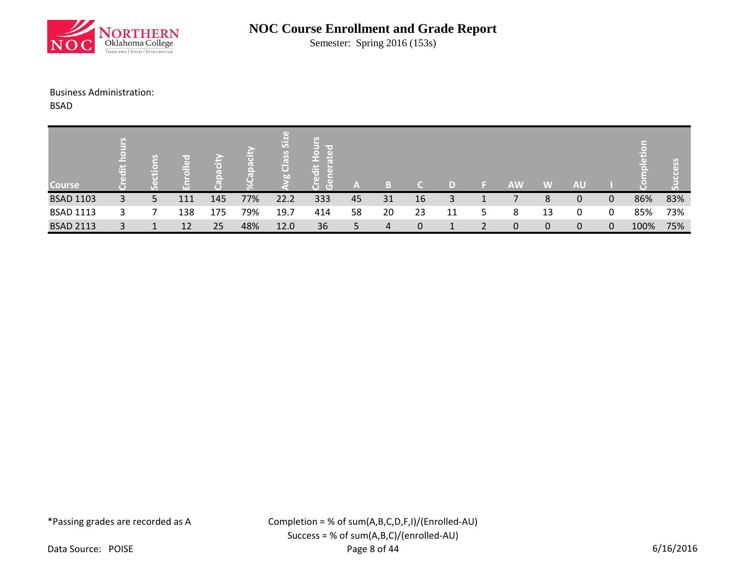# NOC Course Enrollment and Grade Report

Semester: Spring 2016 (153s)

Business Administration:

BSAD

| Course | Credit hours | Sections | Enrolled | Capacity | %Capacity | Avg Class Size | Credit Hours Generated | A | B | C | D | F | AW | W | AU | I | Completion | Success |
|---|---|---|---|---|---|---|---|---|---|---|---|---|---|---|---|---|---|---|
| BSAD 1103 | 3 | 5 | 111 | 145 | 77% | 22.2 | 333 | 45 | 31 | 16 | 3 | 1 | 7 | 8 | 0 | 0 | 86% | 83% |
| BSAD 1113 | 3 | 7 | 138 | 175 | 79% | 19.7 | 414 | 58 | 20 | 23 | 11 | 5 | 8 | 13 | 0 | 0 | 85% | 73% |
| BSAD 2113 | 3 | 1 | 12 | 25 | 48% | 12.0 | 36 | 5 | 4 | 0 | 1 | 2 | 0 | 0 | 0 | 0 | 100% | 75% |

*Passing grades are recorded as A

Completion = % of sum(A,B,C,D,F,I)/(Enrolled-AU)

Success = % of sum(A,B,C)/(enrolled-AU)

Data Source: POISE

6/16/2016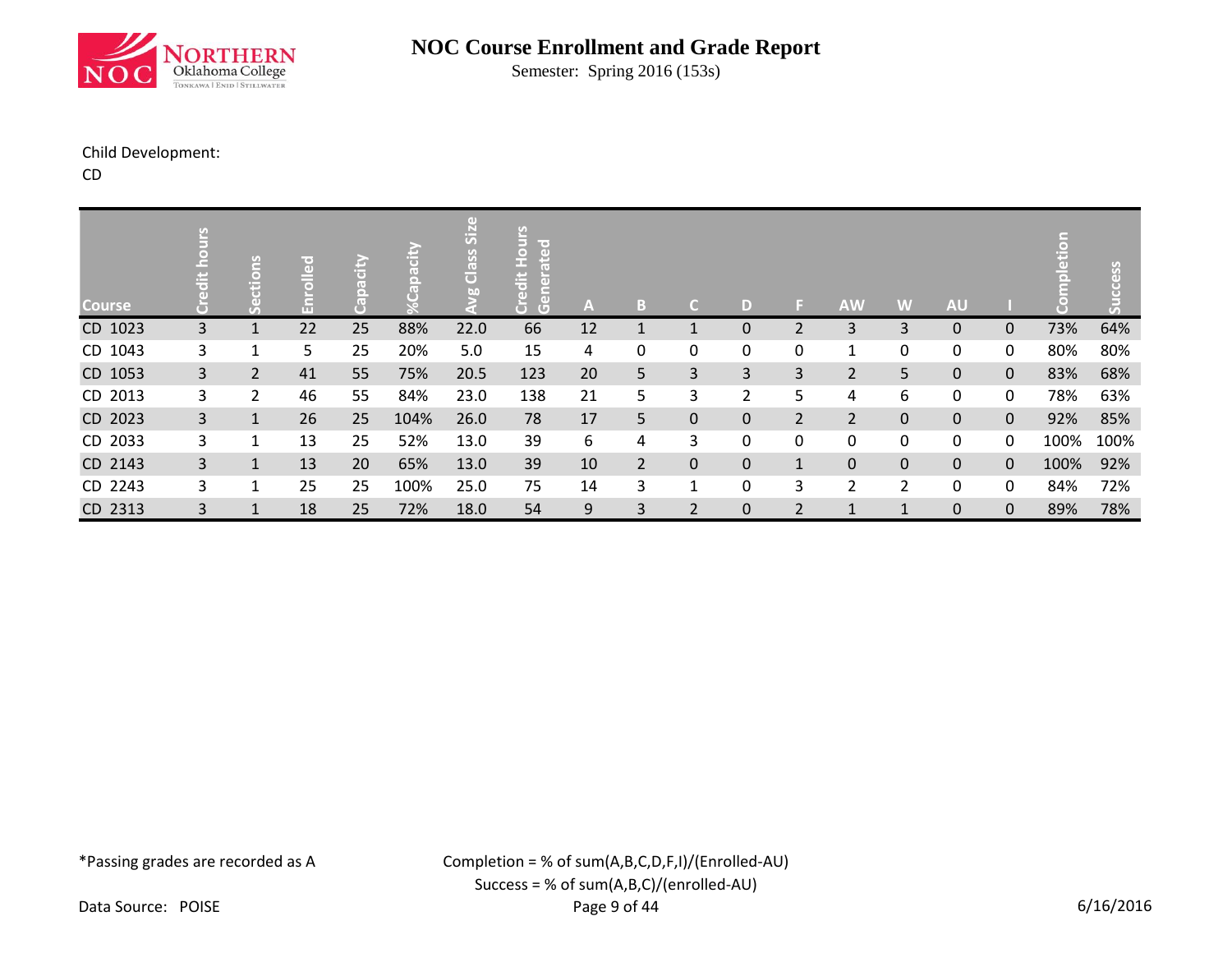# NOC Course Enrollment and Grade Report

Semester: Spring 2016 (153s)

Child Development:

CD

| Course | Credit hours | Sections | Enrolled | Capacity | %Capacity | Avg Class Size | Credit Hours Generated | A | B | C | D | F | AW | W | AU | I | Completion | Success |
|---|---|---|---|---|---|---|---|---|---|---|---|---|---|---|---|---|---|---|
| CD 1023 | 3 | 1 | 22 | 25 | 88% | 22.0 | 66 | 12 | 1 | 1 | 0 | 2 | 3 | 3 | 0 | 0 | 73% | 64% |
| CD 1043 | 3 | 1 | 5 | 25 | 20% | 5.0 | 15 | 4 | 0 | 0 | 0 | 0 | 1 | 0 | 0 | 0 | 80% | 80% |
| CD 1053 | 3 | 2 | 41 | 55 | 75% | 20.5 | 123 | 20 | 5 | 3 | 3 | 3 | 2 | 5 | 0 | 0 | 83% | 68% |
| CD 2013 | 3 | 2 | 46 | 55 | 84% | 23.0 | 138 | 21 | 5 | 3 | 2 | 5 | 4 | 6 | 0 | 0 | 78% | 63% |
| CD 2023 | 3 | 1 | 26 | 25 | 104% | 26.0 | 78 | 17 | 5 | 0 | 0 | 2 | 2 | 0 | 0 | 0 | 92% | 85% |
| CD 2033 | 3 | 1 | 13 | 25 | 52% | 13.0 | 39 | 6 | 4 | 3 | 0 | 0 | 0 | 0 | 0 | 0 | 100% | 100% |
| CD 2143 | 3 | 1 | 13 | 20 | 65% | 13.0 | 39 | 10 | 2 | 0 | 0 | 1 | 0 | 0 | 0 | 0 | 100% | 92% |
| CD 2243 | 3 | 1 | 25 | 25 | 100% | 25.0 | 75 | 14 | 3 | 1 | 0 | 3 | 2 | 2 | 0 | 0 | 84% | 72% |
| CD 2313 | 3 | 1 | 18 | 25 | 72% | 18.0 | 54 | 9 | 3 | 2 | 0 | 2 | 1 | 1 | 0 | 0 | 89% | 78% |

*Passing grades are recorded as A

Completion = % of sum(A,B,C,D,F,I)/(Enrolled-AU)

Success = % of sum(A,B,C)/(enrolled-AU)

Data Source: POISE

6/16/2016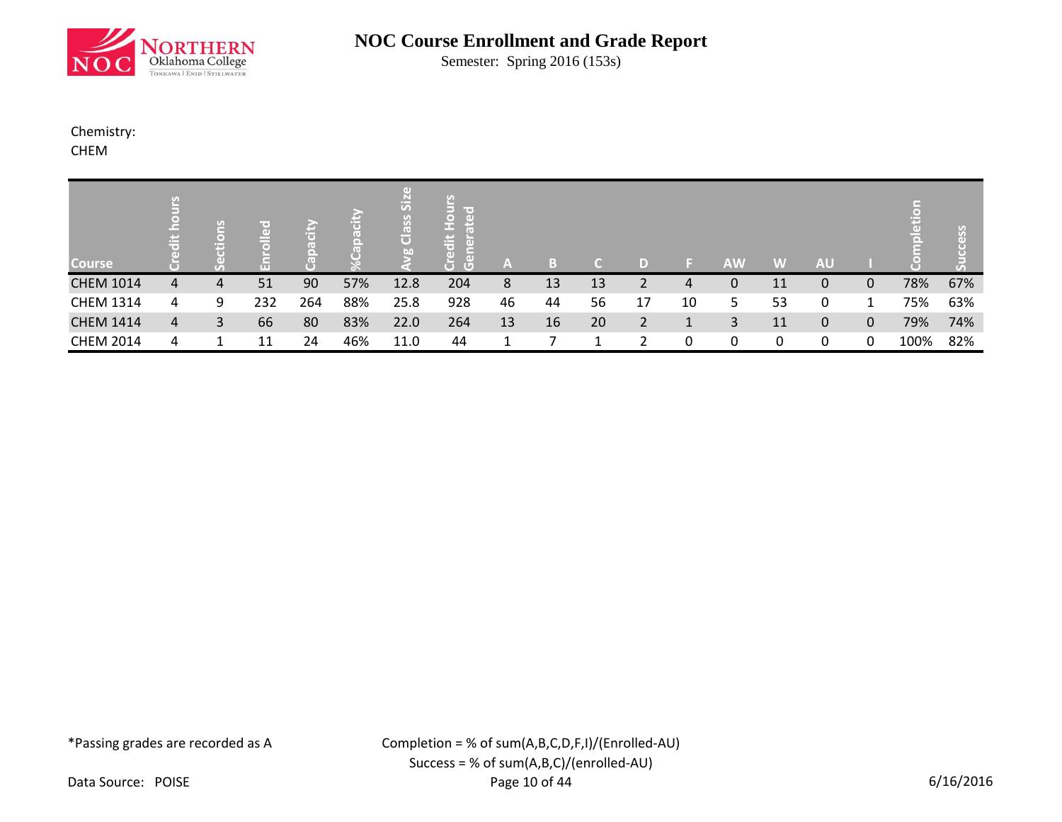# NOC Course Enrollment and Grade Report

Semester: Spring 2016 (153s)

Chemistry:
CHEM

| Course | Credit hours | Sections | Enrolled | Capacity | %Capacity | Avg Class Size | Credit Hours Generated | A | B | C | D | F | AW | W | AU | I | Completion | Success |
|---|---|---|---|---|---|---|---|---|---|---|---|---|---|---|---|---|---|---|
| CHEM 1014 | 4 | 4 | 51 | 90 | 57% | 12.8 | 204 | 8 | 13 | 13 | 2 | 4 | 0 | 11 | 0 | 0 | 78% | 67% |
| CHEM 1314 | 4 | 9 | 232 | 264 | 88% | 25.8 | 928 | 46 | 44 | 56 | 17 | 10 | 5 | 53 | 0 | 1 | 75% | 63% |
| CHEM 1414 | 4 | 3 | 66 | 80 | 83% | 22.0 | 264 | 13 | 16 | 20 | 2 | 1 | 3 | 11 | 0 | 0 | 79% | 74% |
| CHEM 2014 | 4 | 1 | 11 | 24 | 46% | 11.0 | 44 | 1 | 7 | 1 | 2 | 0 | 0 | 0 | 0 | 0 | 100% | 82% |

*Passing grades are recorded as A

Completion = % of sum(A,B,C,D,F,I)/(Enrolled-AU)
Success = % of sum(A,B,C)/(enrolled-AU)

Data Source: POISE

6/16/2016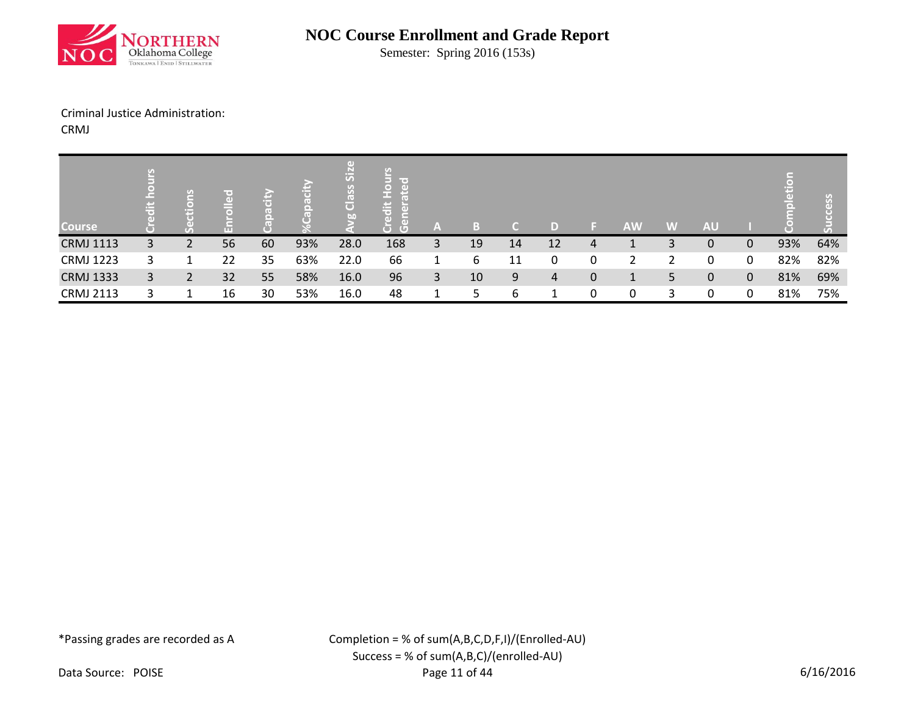# NOC Course Enrollment and Grade Report

Semester: Spring 2016 (153s)

Criminal Justice Administration:
CRMJ

| Course | Credit hours | Sections | Enrolled | Capacity | %Capacity | Avg Class Size | Credit Hours Generated | A | B | C | D | F | AW | W | AU | I | Completion | Success |
|---|---|---|---|---|---|---|---|---|---|---|---|---|---|---|---|---|---|---|
| CRMJ 1113 | 3 | 2 | 56 | 60 | 93% | 28.0 | 168 | 3 | 19 | 14 | 12 | 4 | 1 | 3 | 0 | 0 | 93% | 64% |
| CRMJ 1223 | 3 | 1 | 22 | 35 | 63% | 22.0 | 66 | 1 | 6 | 11 | 0 | 0 | 2 | 2 | 0 | 0 | 82% | 82% |
| CRMJ 1333 | 3 | 2 | 32 | 55 | 58% | 16.0 | 96 | 3 | 10 | 9 | 4 | 0 | 1 | 5 | 0 | 0 | 81% | 69% |
| CRMJ 2113 | 3 | 1 | 16 | 30 | 53% | 16.0 | 48 | 1 | 5 | 6 | 1 | 0 | 0 | 3 | 0 | 0 | 81% | 75% |

*Passing grades are recorded as A

Completion = % of sum(A,B,C,D,F,I)/(Enrolled-AU)
Success = % of sum(A,B,C)/(enrolled-AU)

Data Source: POISE

6/16/2016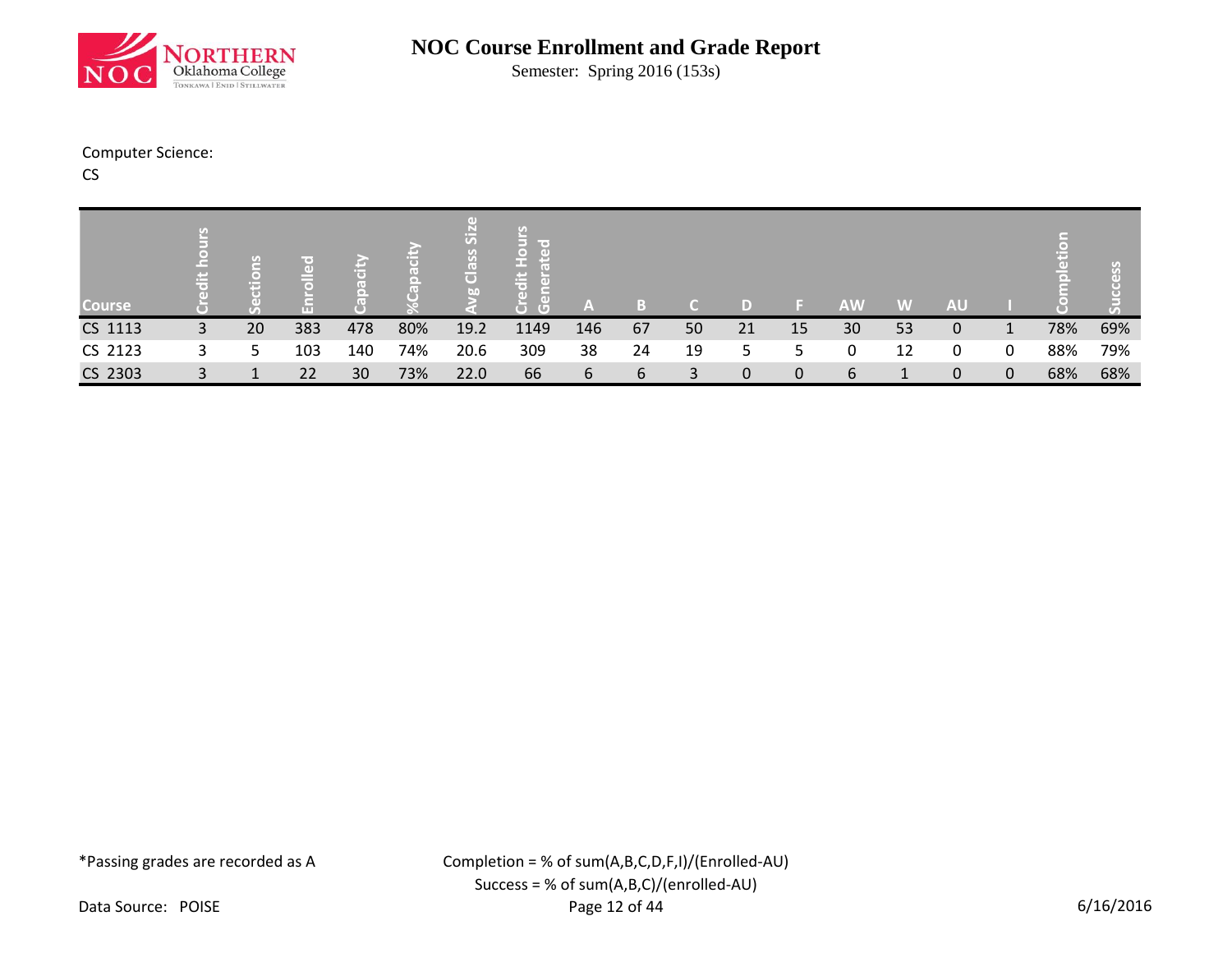# NOC Course Enrollment and Grade Report

Semester: Spring 2016 (153s)

Computer Science:

CS

| Course | Credit hours | Sections | Enrolled | Capacity | %Capacity | Avg Class Size | Credit Hours Generated | A | B | C | D | F | AW | W | AU | I | Completion | Success |
|---|---|---|---|---|---|---|---|---|---|---|---|---|---|---|---|---|---|---|
| CS 1113 | 3 | 20 | 383 | 478 | 80% | 19.2 | 1149 | 146 | 67 | 50 | 21 | 15 | 30 | 53 | 0 | 1 | 78% | 69% |
| CS 2123 | 3 | 5 | 103 | 140 | 74% | 20.6 | 309 | 38 | 24 | 19 | 5 | 5 | 0 | 12 | 0 | 0 | 88% | 79% |
| CS 2303 | 3 | 1 | 22 | 30 | 73% | 22.0 | 66 | 6 | 6 | 3 | 0 | 0 | 6 | 1 | 0 | 0 | 68% | 68% |

*Passing grades are recorded as A

Completion = % of sum(A,B,C,D,F,I)/(Enrolled-AU)

Success = % of sum(A,B,C)/(enrolled-AU)

Data Source: POISE

6/16/2016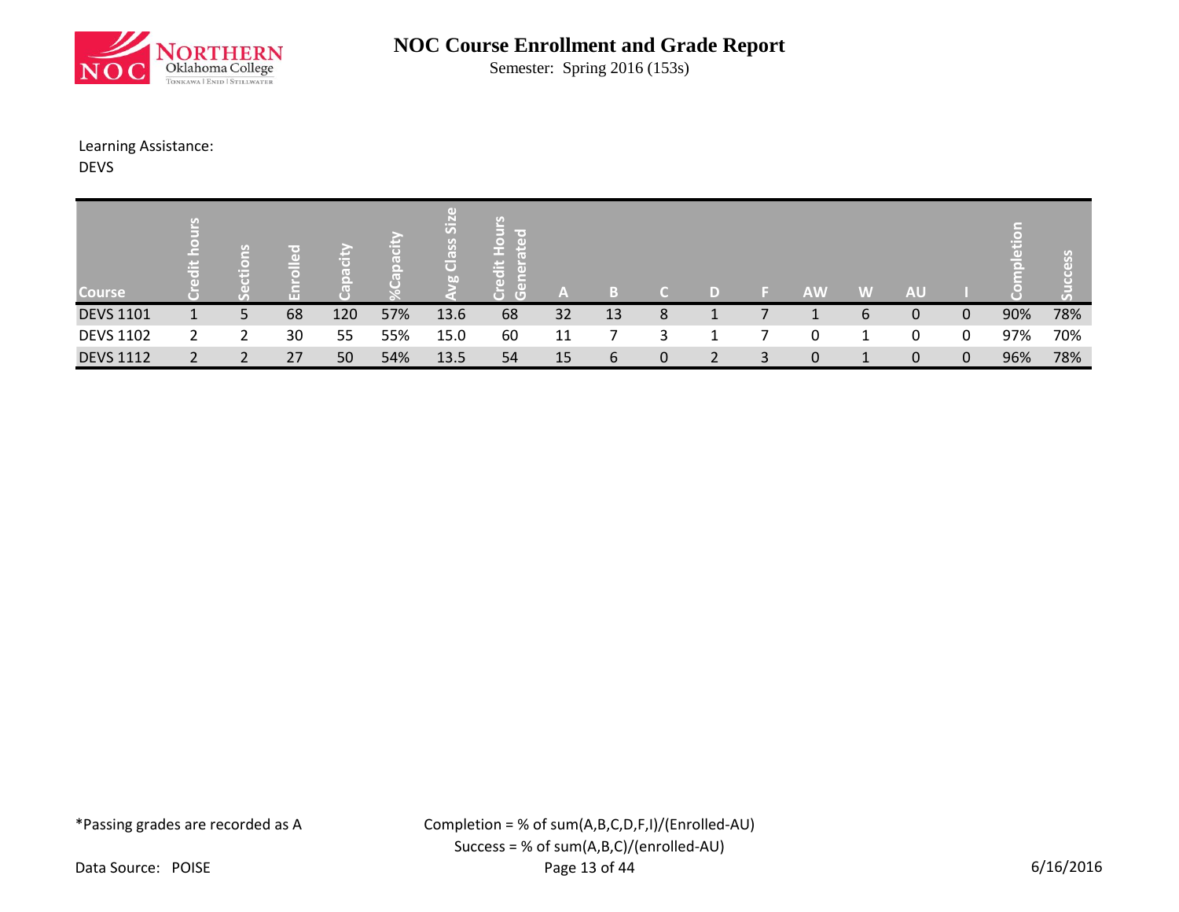# NOC Course Enrollment and Grade Report

Semester: Spring 2016 (153s)

Learning Assistance:
DEVS

| Course | Credit hours | Sections | Enrolled | Capacity | %Capacity | Avg Class Size | Credit Hours Generated | A | B | C | D | F | AW | W | AU | I | Completion | Success |
|---|---|---|---|---|---|---|---|---|---|---|---|---|---|---|---|---|---|---|
| DEVS 1101 | 1 | 5 | 68 | 120 | 57% | 13.6 | 68 | 32 | 13 | 8 | 1 | 7 | 1 | 6 | 0 | 0 | 90% | 78% |
| DEVS 1102 | 2 | 2 | 30 | 55 | 55% | 15.0 | 60 | 11 | 7 | 3 | 1 | 7 | 0 | 1 | 0 | 0 | 97% | 70% |
| DEVS 1112 | 2 | 2 | 27 | 50 | 54% | 13.5 | 54 | 15 | 6 | 0 | 2 | 3 | 0 | 1 | 0 | 0 | 96% | 78% |

*Passing grades are recorded as A

Completion = % of sum(A,B,C,D,F,I)/(Enrolled-AU)
Success = % of sum(A,B,C)/(enrolled-AU)

Data Source: POISE

6/16/2016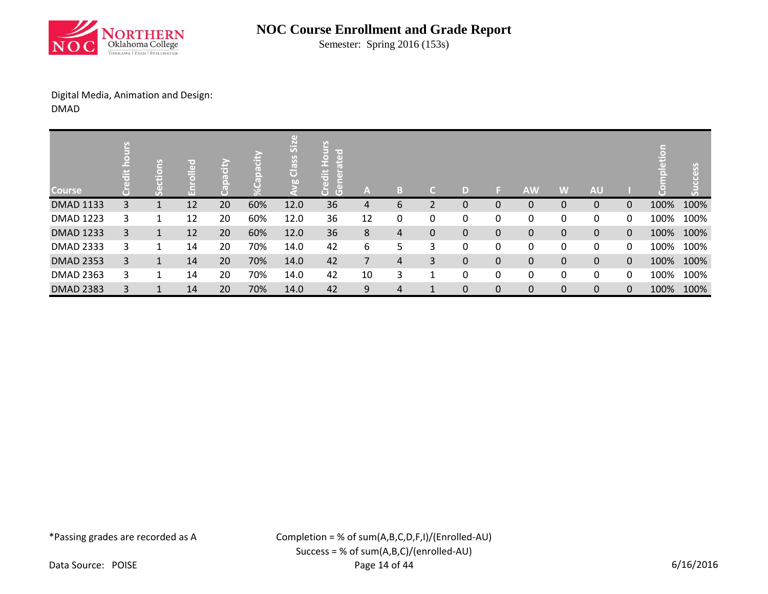# NOC Course Enrollment and Grade Report

Semester: Spring 2016 (153s)

Digital Media, Animation and Design:
DMAD

| Course | Credit hours | Sections | Enrolled | Capacity | %Capacity | Avg Class Size | Credit Hours Generated | A | B | C | D | F | AW | W | AU | I | Completion | Success |
|---|---|---|---|---|---|---|---|---|---|---|---|---|---|---|---|---|---|---|
| DMAD 1133 | 3 | 1 | 12 | 20 | 60% | 12.0 | 36 | 4 | 6 | 2 | 0 | 0 | 0 | 0 | 0 | 0 | 100% | 100% |
| DMAD 1223 | 3 | 1 | 12 | 20 | 60% | 12.0 | 36 | 12 | 0 | 0 | 0 | 0 | 0 | 0 | 0 | 0 | 100% | 100% |
| DMAD 1233 | 3 | 1 | 12 | 20 | 60% | 12.0 | 36 | 8 | 4 | 0 | 0 | 0 | 0 | 0 | 0 | 0 | 100% | 100% |
| DMAD 2333 | 3 | 1 | 14 | 20 | 70% | 14.0 | 42 | 6 | 5 | 3 | 0 | 0 | 0 | 0 | 0 | 0 | 100% | 100% |
| DMAD 2353 | 3 | 1 | 14 | 20 | 70% | 14.0 | 42 | 7 | 4 | 3 | 0 | 0 | 0 | 0 | 0 | 0 | 100% | 100% |
| DMAD 2363 | 3 | 1 | 14 | 20 | 70% | 14.0 | 42 | 10 | 3 | 1 | 0 | 0 | 0 | 0 | 0 | 0 | 100% | 100% |
| DMAD 2383 | 3 | 1 | 14 | 20 | 70% | 14.0 | 42 | 9 | 4 | 1 | 0 | 0 | 0 | 0 | 0 | 0 | 100% | 100% |

*Passing grades are recorded as A

Completion = % of sum(A,B,C,D,F,I)/(Enrolled-AU)

Success = % of sum(A,B,C)/(enrolled-AU)

Data Source: POISE

6/16/2016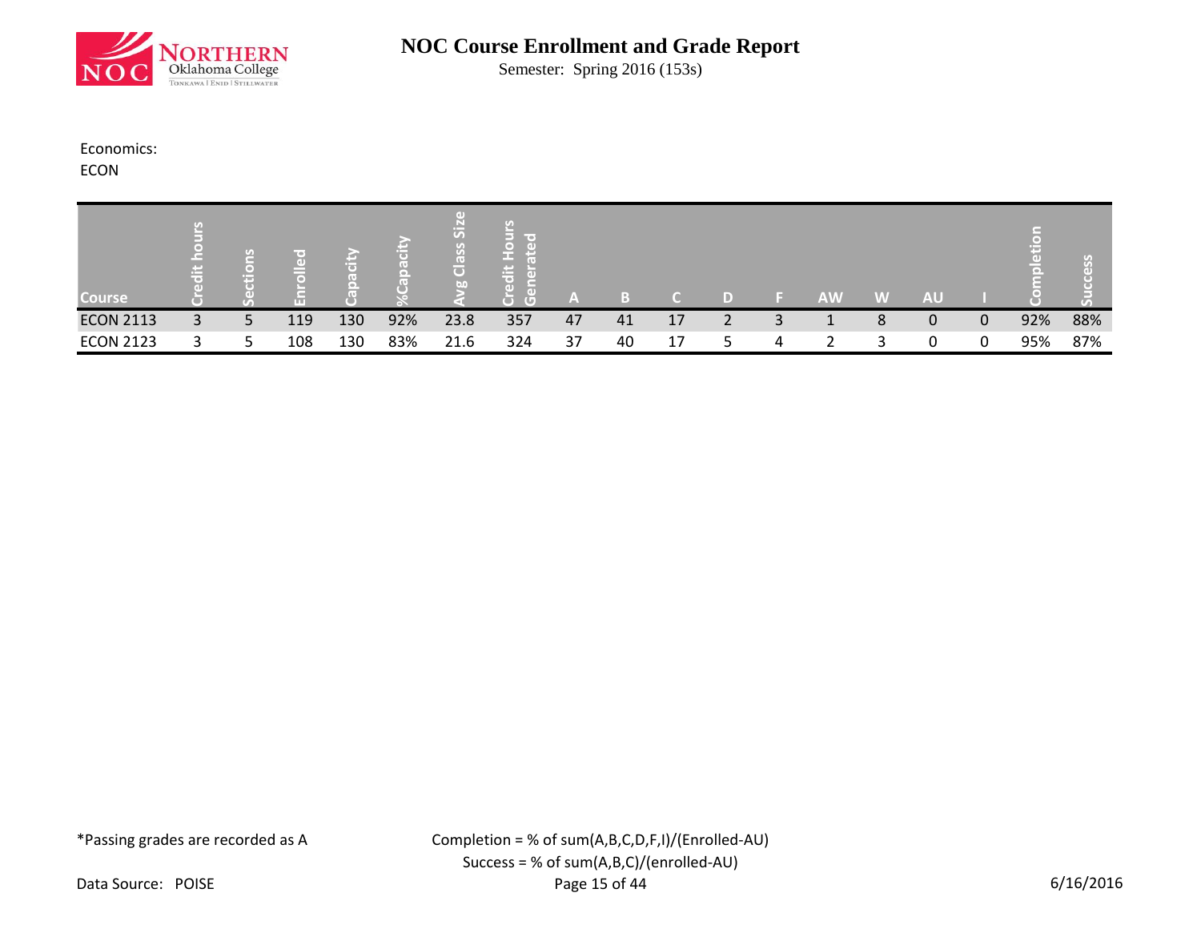# NOC Course Enrollment and Grade Report

Semester: Spring 2016 (153s)

Economics:
ECON

| Course | Credit hours | Sections | Enrolled | Capacity | %Capacity | Avg Class Size | Credit Hours Generated | A | B | C | D | F | AW | W | AU | I | Completion | Success |
|---|---|---|---|---|---|---|---|---|---|---|---|---|---|---|---|---|---|---|
| ECON 2113 | 3 | 5 | 119 | 130 | 92% | 23.8 | 357 | 47 | 41 | 17 | 2 | 3 | 1 | 8 | 0 | 0 | 92% | 88% |
| ECON 2123 | 3 | 5 | 108 | 130 | 83% | 21.6 | 324 | 37 | 40 | 17 | 5 | 4 | 2 | 3 | 0 | 0 | 95% | 87% |

*Passing grades are recorded as A

Completion = % of sum(A,B,C,D,F,I)/(Enrolled-AU)
Success = % of sum(A,B,C)/(enrolled-AU)

Data Source: POISE

6/16/2016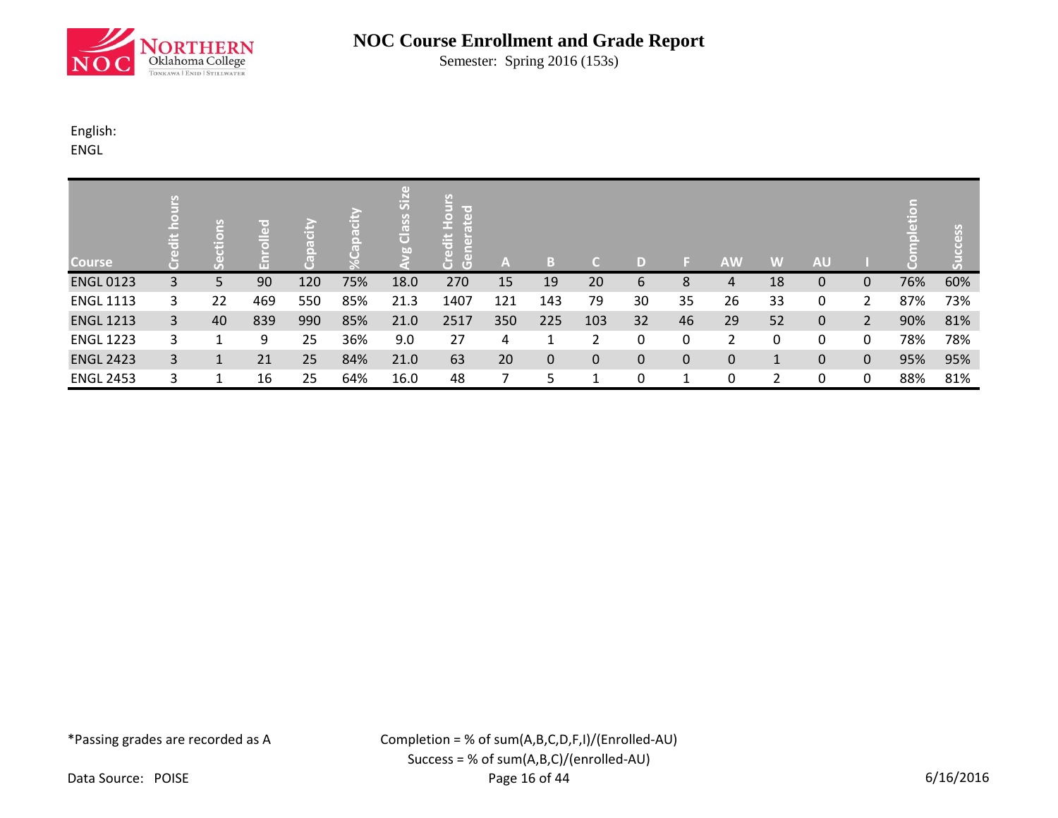# NOC Course Enrollment and Grade Report

Semester: Spring 2016 (153s)

English:
ENGL

| Course | Credit hours | Sections | Enrolled | Capacity | %Capacity | Avg Class Size | Credit Hours Generated | A | B | C | D | F | AW | W | AU | I | Completion | Success |
|---|---|---|---|---|---|---|---|---|---|---|---|---|---|---|---|---|---|---|
| ENGL 0123 | 3 | 5 | 90 | 120 | 75% | 18.0 | 270 | 15 | 19 | 20 | 6 | 8 | 4 | 18 | 0 | 0 | 76% | 60% |
| ENGL 1113 | 3 | 22 | 469 | 550 | 85% | 21.3 | 1407 | 121 | 143 | 79 | 30 | 35 | 26 | 33 | 0 | 2 | 87% | 73% |
| ENGL 1213 | 3 | 40 | 839 | 990 | 85% | 21.0 | 2517 | 350 | 225 | 103 | 32 | 46 | 29 | 52 | 0 | 2 | 90% | 81% |
| ENGL 1223 | 3 | 1 | 9 | 25 | 36% | 9.0 | 27 | 4 | 1 | 2 | 0 | 0 | 2 | 0 | 0 | 0 | 78% | 78% |
| ENGL 2423 | 3 | 1 | 21 | 25 | 84% | 21.0 | 63 | 20 | 0 | 0 | 0 | 0 | 0 | 1 | 0 | 0 | 95% | 95% |
| ENGL 2453 | 3 | 1 | 16 | 25 | 64% | 16.0 | 48 | 7 | 5 | 1 | 0 | 1 | 0 | 2 | 0 | 0 | 88% | 81% |

*Passing grades are recorded as A

Completion = % of sum(A,B,C,D,F,I)/(Enrolled-AU)
Success = % of sum(A,B,C)/(enrolled-AU)

Data Source: POISE

6/16/2016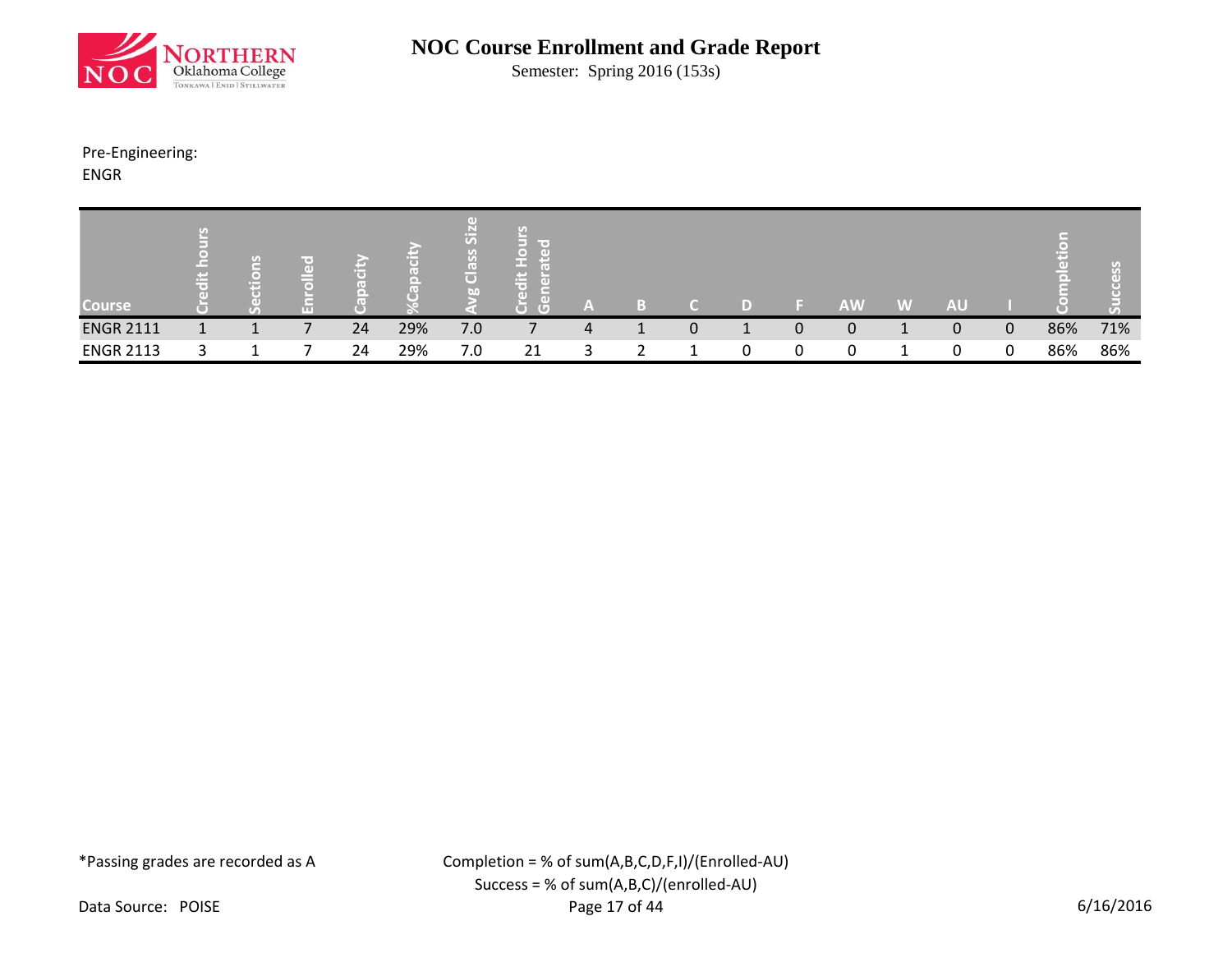# NOC Course Enrollment and Grade Report

Semester: Spring 2016 (153s)

Pre-Engineering:
ENGR

| Course | Credit hours | Sections | Enrolled | Capacity | %Capacity | Avg Class Size | Credit Hours Generated | A | B | C | D | F | AW | W | AU | I | Completion | Success |
|---|---|---|---|---|---|---|---|---|---|---|---|---|---|---|---|---|---|---|
| ENGR 2111 | 1 | 1 | 7 | 24 | 29% | 7.0 | 7 | 4 | 1 | 0 | 1 | 0 | 0 | 1 | 0 | 0 | 86% | 71% |
| ENGR 2113 | 3 | 1 | 7 | 24 | 29% | 7.0 | 21 | 3 | 2 | 1 | 0 | 0 | 0 | 1 | 0 | 0 | 86% | 86% |

*Passing grades are recorded as A

Completion = % of sum(A,B,C,D,F,I)/(Enrolled-AU)
Success = % of sum(A,B,C)/(enrolled-AU)

Data Source: POISE

6/16/2016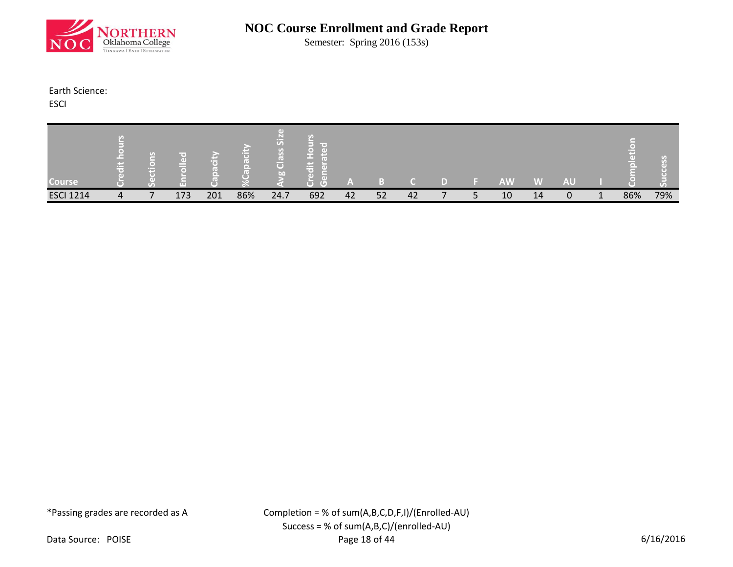# NOC Course Enrollment and Grade Report

Semester: Spring 2016 (153s)

Earth Science:
ESCI

| Course | Credit hours | Sections | Enrolled | Capacity | %Capacity | Avg Class Size | Credit Hours Generated | A | B | C | D | F | AW | W | AU | I | Completion | Success |
|---|---|---|---|---|---|---|---|---|---|---|---|---|---|---|---|---|---|---|
| ESCI 1214 | 4 | 7 | 173 | 201 | 86% | 24.7 | 692 | 42 | 52 | 42 | 7 | 5 | 10 | 14 | 0 | 1 | 86% | 79% |

*Passing grades are recorded as A

Completion = % of sum(A,B,C,D,F,I)/(Enrolled-AU)
Success = % of sum(A,B,C)/(enrolled-AU)

Data Source: POISE

6/16/2016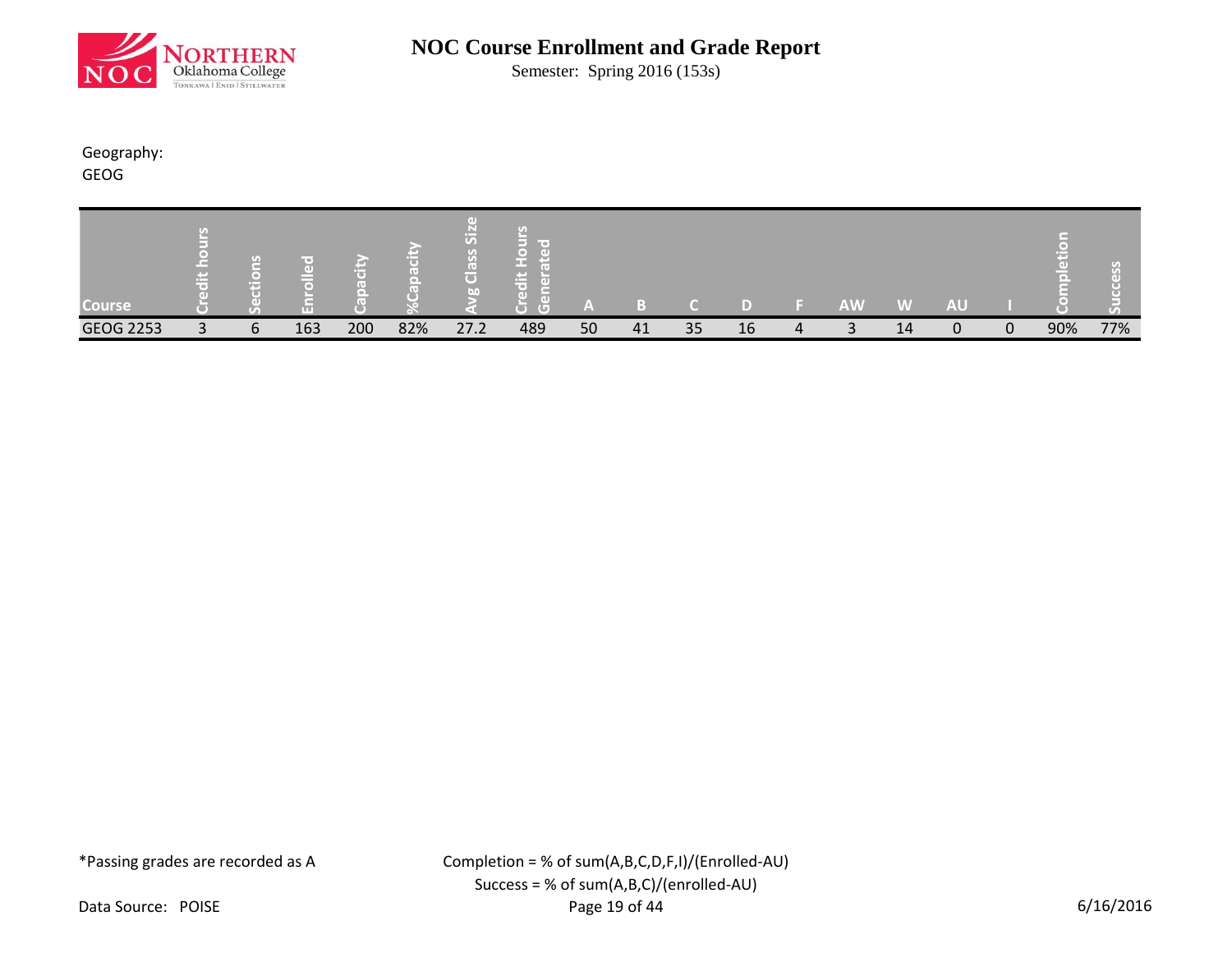# NOC Course Enrollment and Grade Report

Semester: Spring 2016 (153s)

Geography:
GEOG

| Course | Credit hours | Sections | Enrolled | Capacity | %Capacity | Avg Class Size | Credit Hours Generated | A | B | C | D | F | AW | W | AU | I | Completion | Success |
|---|---|---|---|---|---|---|---|---|---|---|---|---|---|---|---|---|---|---|
| GEOG 2253 | 3 | 6 | 163 | 200 | 82% | 27.2 | 489 | 50 | 41 | 35 | 16 | 4 | 3 | 14 | 0 | 0 | 90% | 77% |

*Passing grades are recorded as A

Completion = % of sum(A,B,C,D,F,I)/(Enrolled-AU)
Success = % of sum(A,B,C)/(enrolled-AU)

Data Source: POISE

6/16/2016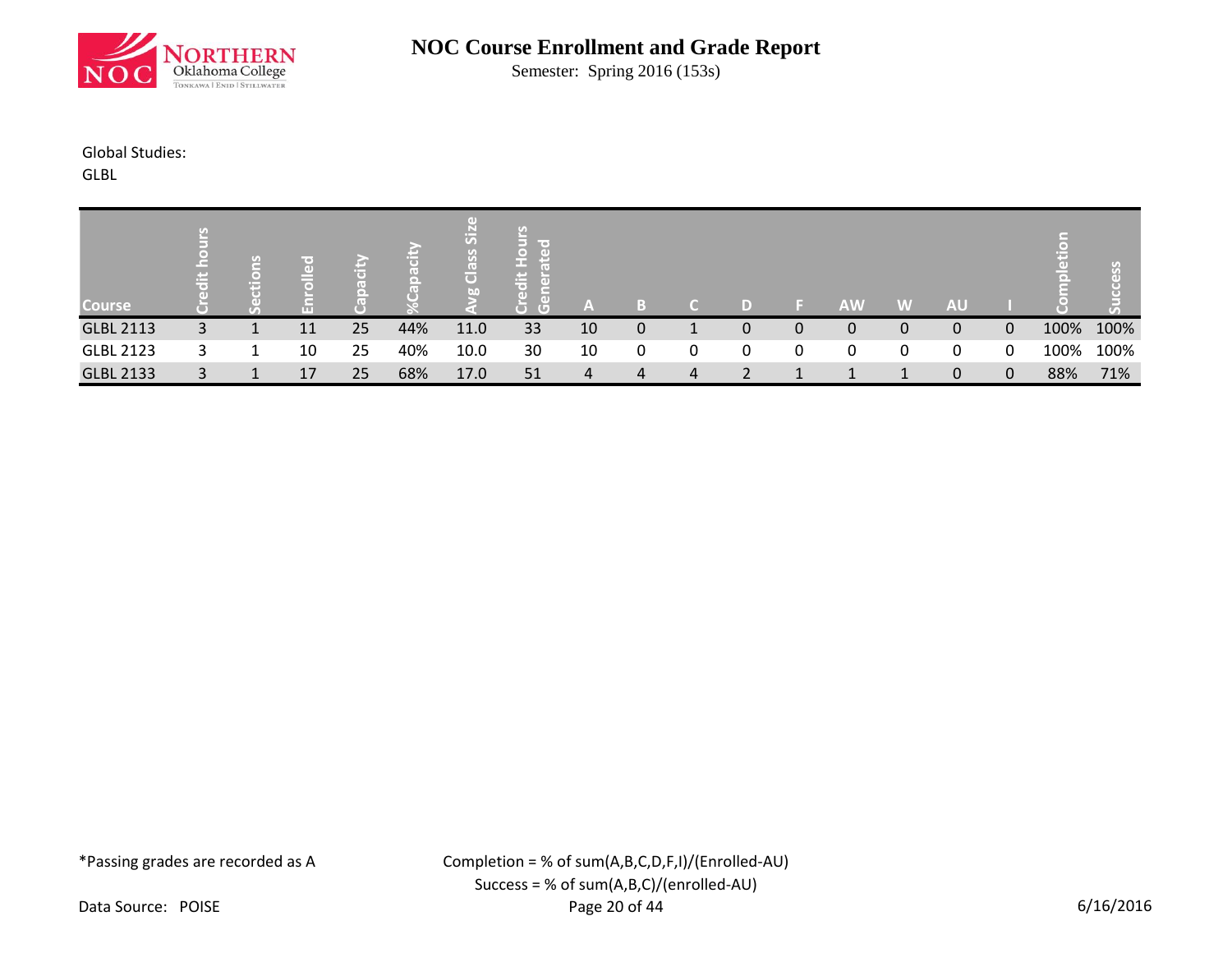# NOC Course Enrollment and Grade Report

Semester: Spring 2016 (153s)

Global Studies:
GLBL

| Course | Credit hours | Sections | Enrolled | Capacity | %Capacity | Avg Class Size | Credit Hours Generated | A | B | C | D | F | AW | W | AU | I | Completion | Success |
|---|---|---|---|---|---|---|---|---|---|---|---|---|---|---|---|---|---|---|
| GLBL 2113 | 3 | 1 | 11 | 25 | 44% | 11.0 | 33 | 10 | 0 | 1 | 0 | 0 | 0 | 0 | 0 | 0 | 100% | 100% |
| GLBL 2123 | 3 | 1 | 10 | 25 | 40% | 10.0 | 30 | 10 | 0 | 0 | 0 | 0 | 0 | 0 | 0 | 0 | 100% | 100% |
| GLBL 2133 | 3 | 1 | 17 | 25 | 68% | 17.0 | 51 | 4 | 4 | 4 | 2 | 1 | 1 | 1 | 0 | 0 | 88% | 71% |

*Passing grades are recorded as A

Completion = % of sum(A,B,C,D,F,I)/(Enrolled-AU)
Success = % of sum(A,B,C)/(enrolled-AU)

Data Source: POISE

6/16/2016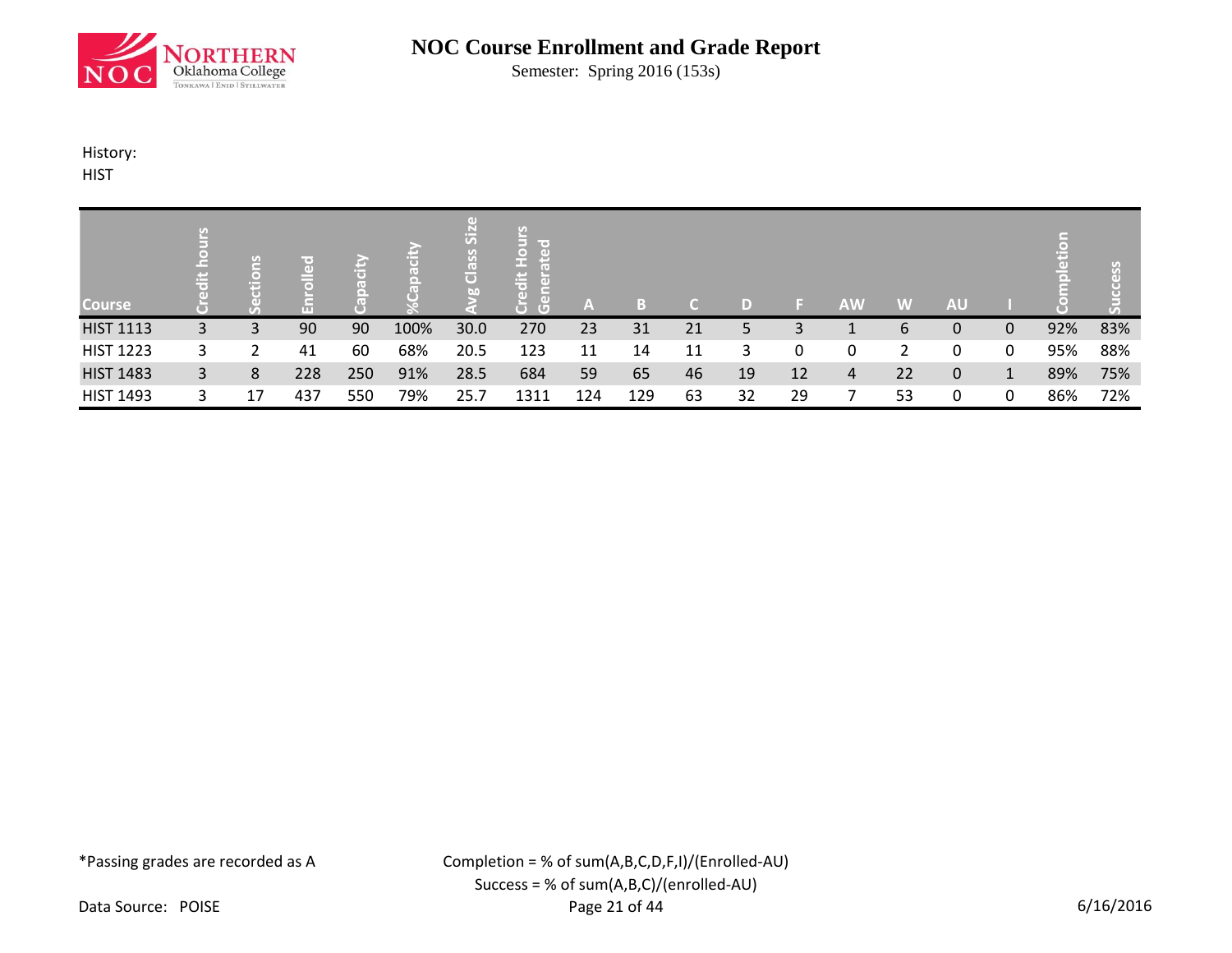# NOC Course Enrollment and Grade Report

Semester: Spring 2016 (153s)

History:
HIST

| Course | Credit hours | Sections | Enrolled | Capacity | %Capacity | Avg Class Size | Credit Hours Generated | A | B | C | D | F | AW | W | AU | I | Completion | Success |
|---|---|---|---|---|---|---|---|---|---|---|---|---|---|---|---|---|---|---|
| HIST 1113 | 3 | 3 | 90 | 90 | 100% | 30.0 | 270 | 23 | 31 | 21 | 5 | 3 | 1 | 6 | 0 | 0 | 92% | 83% |
| HIST 1223 | 3 | 2 | 41 | 60 | 68% | 20.5 | 123 | 11 | 14 | 11 | 3 | 0 | 0 | 2 | 0 | 0 | 95% | 88% |
| HIST 1483 | 3 | 8 | 228 | 250 | 91% | 28.5 | 684 | 59 | 65 | 46 | 19 | 12 | 4 | 22 | 0 | 1 | 89% | 75% |
| HIST 1493 | 3 | 17 | 437 | 550 | 79% | 25.7 | 1311 | 124 | 129 | 63 | 32 | 29 | 7 | 53 | 0 | 0 | 86% | 72% |

*Passing grades are recorded as A

Completion = % of sum(A,B,C,D,F,I)/(Enrolled-AU)
Success = % of sum(A,B,C)/(enrolled-AU)

Data Source: POISE

6/16/2016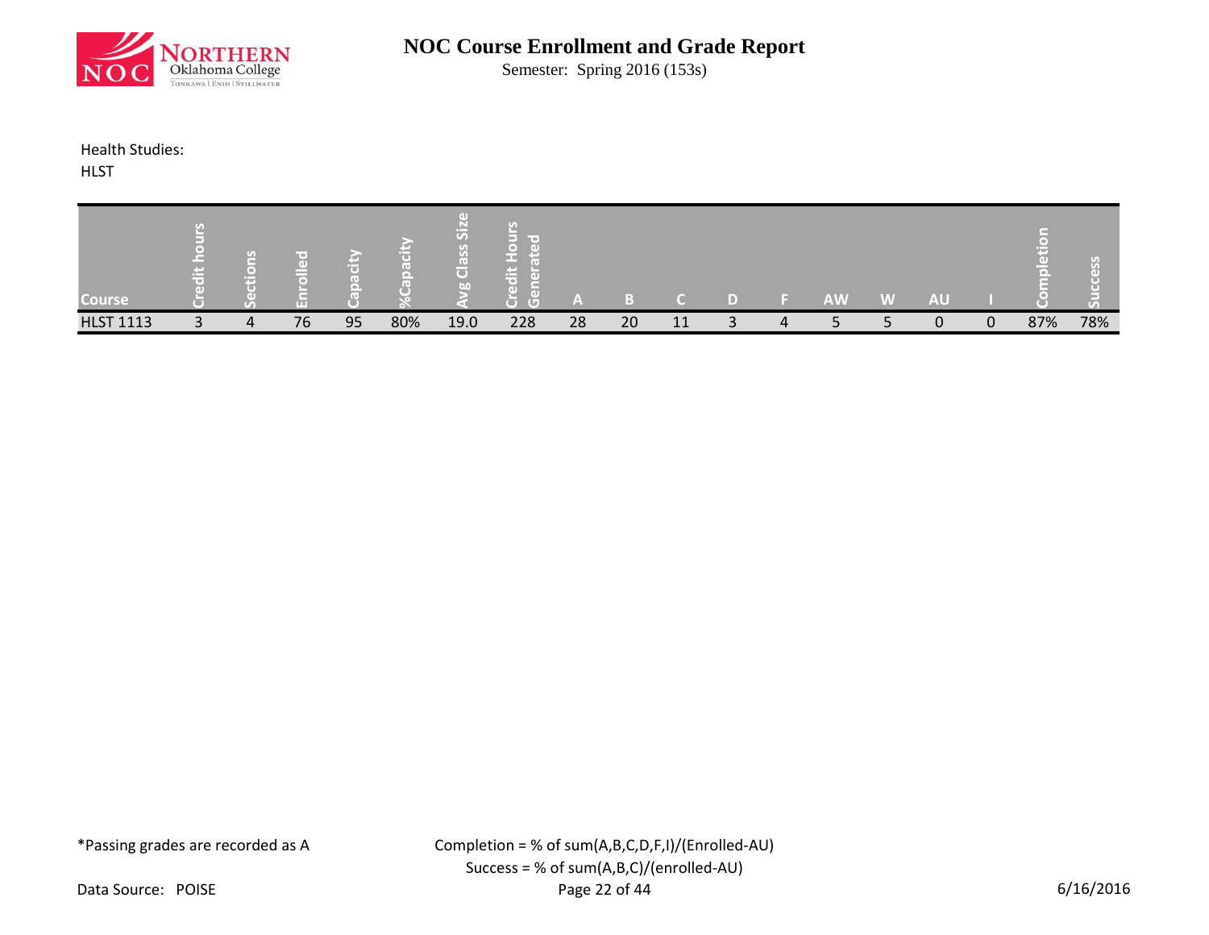# NOC Course Enrollment and Grade Report

Semester: Spring 2016 (153s)

Health Studies:
HLST

| Course | Credit hours | Sections | Enrolled | Capacity | %Capacity | Avg Class Size | Credit Hours Generated | A | B | C | D | F | AW | W | AU | I | Completion | Success |
|---|---|---|---|---|---|---|---|---|---|---|---|---|---|---|---|---|---|---|
| HLST 1113 | 3 | 4 | 76 | 95 | 80% | 19.0 | 228 | 28 | 20 | 11 | 3 | 4 | 5 | 5 | 0 | 0 | 87% | 78% |

*Passing grades are recorded as A

Completion = % of sum(A,B,C,D,F,I)/(Enrolled-AU)
Success = % of sum(A,B,C)/(enrolled-AU)

Data Source: POISE

6/16/2016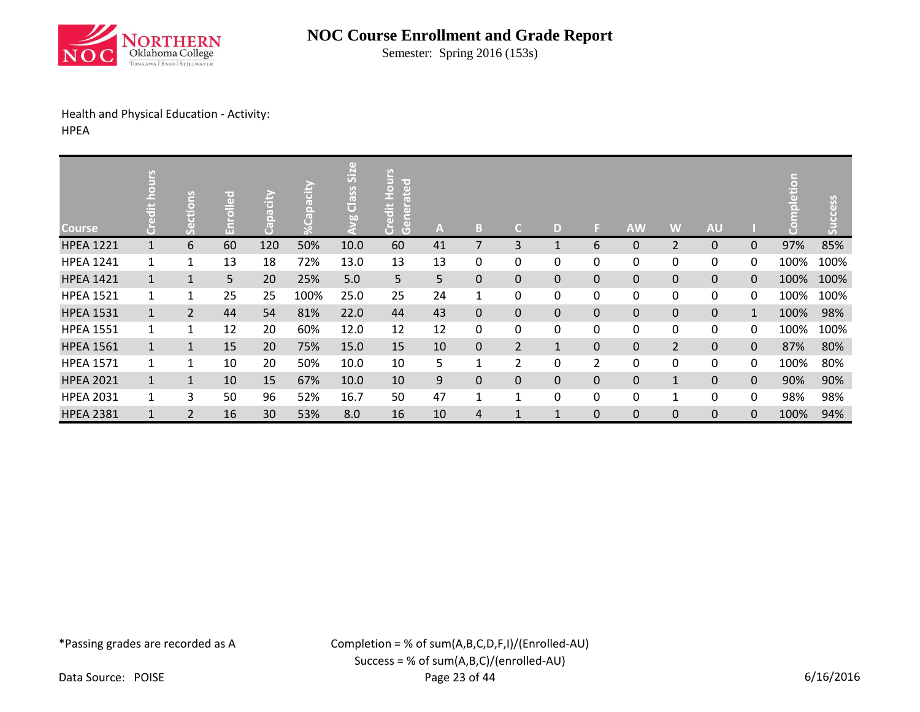# NOC Course Enrollment and Grade Report

Semester: Spring 2016 (153s)

Health and Physical Education - Activity:
HPEA

| Course | Credit hours | Sections | Enrolled | Capacity | %Capacity | Avg Class Size | Credit Hours Generated | A | B | C | D | F | AW | W | AU | I | Completion | Success |
|---|---|---|---|---|---|---|---|---|---|---|---|---|---|---|---|---|---|---|
| HPEA 1221 | 1 | 6 | 60 | 120 | 50% | 10.0 | 60 | 41 | 7 | 3 | 1 | 6 | 0 | 2 | 0 | 0 | 97% | 85% |
| HPEA 1241 | 1 | 1 | 13 | 18 | 72% | 13.0 | 13 | 13 | 0 | 0 | 0 | 0 | 0 | 0 | 0 | 0 | 100% | 100% |
| HPEA 1421 | 1 | 1 | 5 | 20 | 25% | 5.0 | 5 | 5 | 0 | 0 | 0 | 0 | 0 | 0 | 0 | 0 | 100% | 100% |
| HPEA 1521 | 1 | 1 | 25 | 25 | 100% | 25.0 | 25 | 24 | 1 | 0 | 0 | 0 | 0 | 0 | 0 | 0 | 100% | 100% |
| HPEA 1531 | 1 | 2 | 44 | 54 | 81% | 22.0 | 44 | 43 | 0 | 0 | 0 | 0 | 0 | 0 | 0 | 1 | 100% | 98% |
| HPEA 1551 | 1 | 1 | 12 | 20 | 60% | 12.0 | 12 | 12 | 0 | 0 | 0 | 0 | 0 | 0 | 0 | 0 | 100% | 100% |
| HPEA 1561 | 1 | 1 | 15 | 20 | 75% | 15.0 | 15 | 10 | 0 | 2 | 1 | 0 | 0 | 2 | 0 | 0 | 87% | 80% |
| HPEA 1571 | 1 | 1 | 10 | 20 | 50% | 10.0 | 10 | 5 | 1 | 2 | 0 | 2 | 0 | 0 | 0 | 0 | 100% | 80% |
| HPEA 2021 | 1 | 1 | 10 | 15 | 67% | 10.0 | 10 | 9 | 0 | 0 | 0 | 0 | 0 | 1 | 0 | 0 | 90% | 90% |
| HPEA 2031 | 1 | 3 | 50 | 96 | 52% | 16.7 | 50 | 47 | 1 | 1 | 0 | 0 | 0 | 1 | 0 | 0 | 98% | 98% |
| HPEA 2381 | 1 | 2 | 16 | 30 | 53% | 8.0 | 16 | 10 | 4 | 1 | 1 | 0 | 0 | 0 | 0 | 0 | 100% | 94% |

*Passing grades are recorded as A

Completion = % of sum(A,B,C,D,F,I)/(Enrolled-AU)
Success = % of sum(A,B,C)/(enrolled-AU)

Data Source: POISE

6/16/2016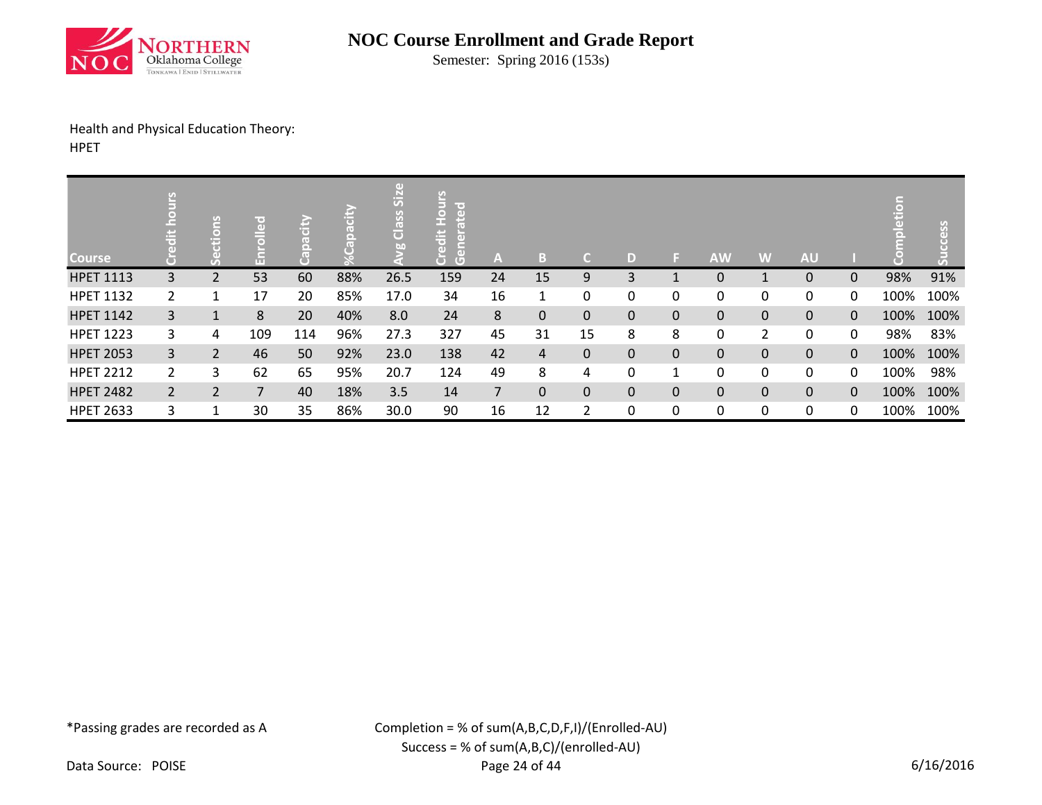# NOC Course Enrollment and Grade Report

Semester: Spring 2016 (153s)

Health and Physical Education Theory:
HPET

| Course | Credit hours | Sections | Enrolled | Capacity | %Capacity | Avg Class Size | Credit Hours Generated | A | B | C | D | F | AW | W | AU | I | Completion | Success |
|---|---|---|---|---|---|---|---|---|---|---|---|---|---|---|---|---|---|---|
| HPET 1113 | 3 | 2 | 53 | 60 | 88% | 26.5 | 159 | 24 | 15 | 9 | 3 | 1 | 0 | 1 | 0 | 0 | 98% | 91% |
| HPET 1132 | 2 | 1 | 17 | 20 | 85% | 17.0 | 34 | 16 | 1 | 0 | 0 | 0 | 0 | 0 | 0 | 0 | 100% | 100% |
| HPET 1142 | 3 | 1 | 8 | 20 | 40% | 8.0 | 24 | 8 | 0 | 0 | 0 | 0 | 0 | 0 | 0 | 0 | 100% | 100% |
| HPET 1223 | 3 | 4 | 109 | 114 | 96% | 27.3 | 327 | 45 | 31 | 15 | 8 | 8 | 0 | 2 | 0 | 0 | 98% | 83% |
| HPET 2053 | 3 | 2 | 46 | 50 | 92% | 23.0 | 138 | 42 | 4 | 0 | 0 | 0 | 0 | 0 | 0 | 0 | 100% | 100% |
| HPET 2212 | 2 | 3 | 62 | 65 | 95% | 20.7 | 124 | 49 | 8 | 4 | 0 | 1 | 0 | 0 | 0 | 0 | 100% | 98% |
| HPET 2482 | 2 | 2 | 7 | 40 | 18% | 3.5 | 14 | 7 | 0 | 0 | 0 | 0 | 0 | 0 | 0 | 0 | 100% | 100% |
| HPET 2633 | 3 | 1 | 30 | 35 | 86% | 30.0 | 90 | 16 | 12 | 2 | 0 | 0 | 0 | 0 | 0 | 0 | 100% | 100% |

*Passing grades are recorded as A

Completion = % of sum(A,B,C,D,F,I)/(Enrolled-AU)
Success = % of sum(A,B,C)/(enrolled-AU)

Data Source: POISE

6/16/2016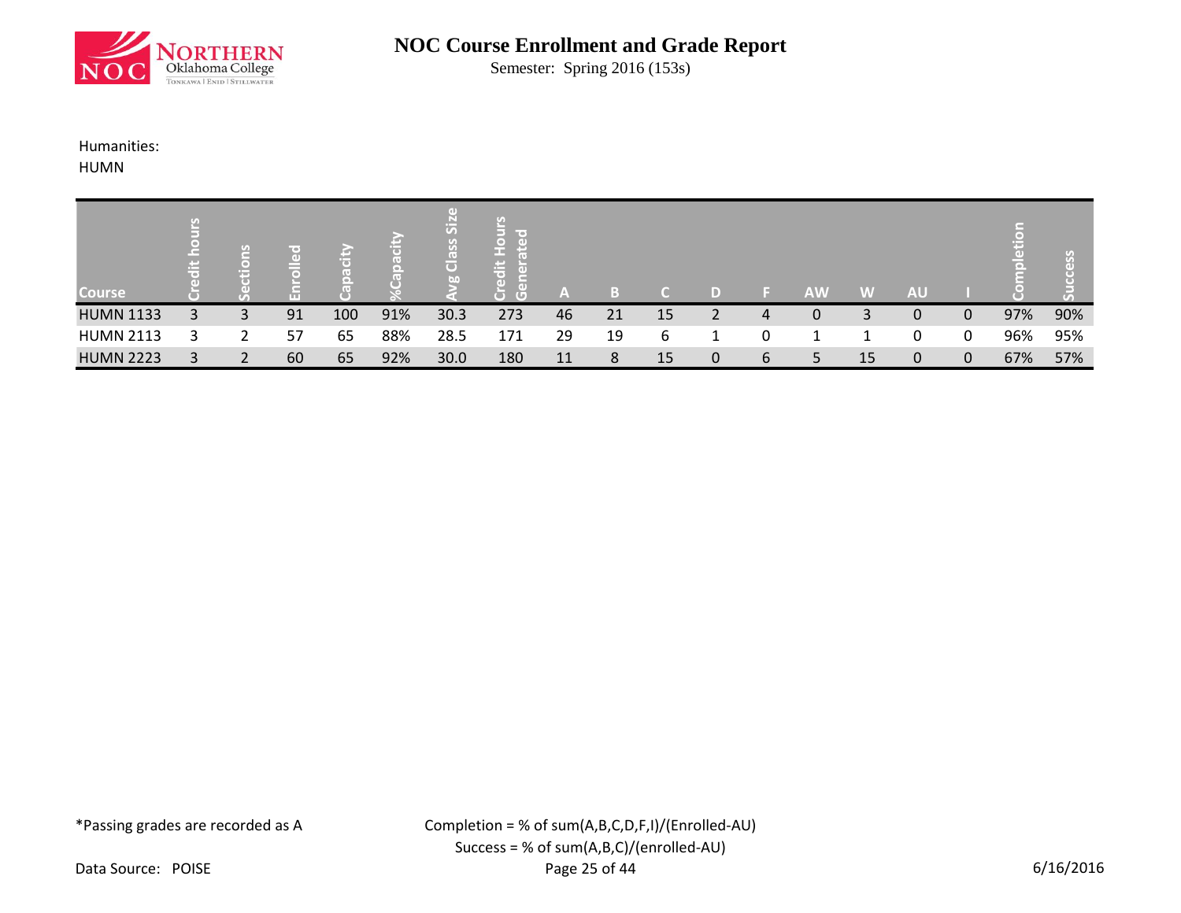# NOC Course Enrollment and Grade Report

Semester: Spring 2016 (153s)

Humanities:

HUMN

| Course | Credit hours | Sections | Enrolled | Capacity | %Capacity | Avg Class Size | Credit Hours Generated | A | B | C | D | F | AW | W | AU | I | Completion | Success |
|---|---|---|---|---|---|---|---|---|---|---|---|---|---|---|---|---|---|---|
| HUMN 1133 | 3 | 3 | 91 | 100 | 91% | 30.3 | 273 | 46 | 21 | 15 | 2 | 4 | 0 | 3 | 0 | 0 | 97% | 90% |
| HUMN 2113 | 3 | 2 | 57 | 65 | 88% | 28.5 | 171 | 29 | 19 | 6 | 1 | 0 | 1 | 1 | 0 | 0 | 96% | 95% |
| HUMN 2223 | 3 | 2 | 60 | 65 | 92% | 30.0 | 180 | 11 | 8 | 15 | 0 | 6 | 5 | 15 | 0 | 0 | 67% | 57% |

*Passing grades are recorded as A

Completion = % of sum(A,B,C,D,F,I)/(Enrolled-AU)
Success = % of sum(A,B,C)/(enrolled-AU)

Data Source: POISE

6/16/2016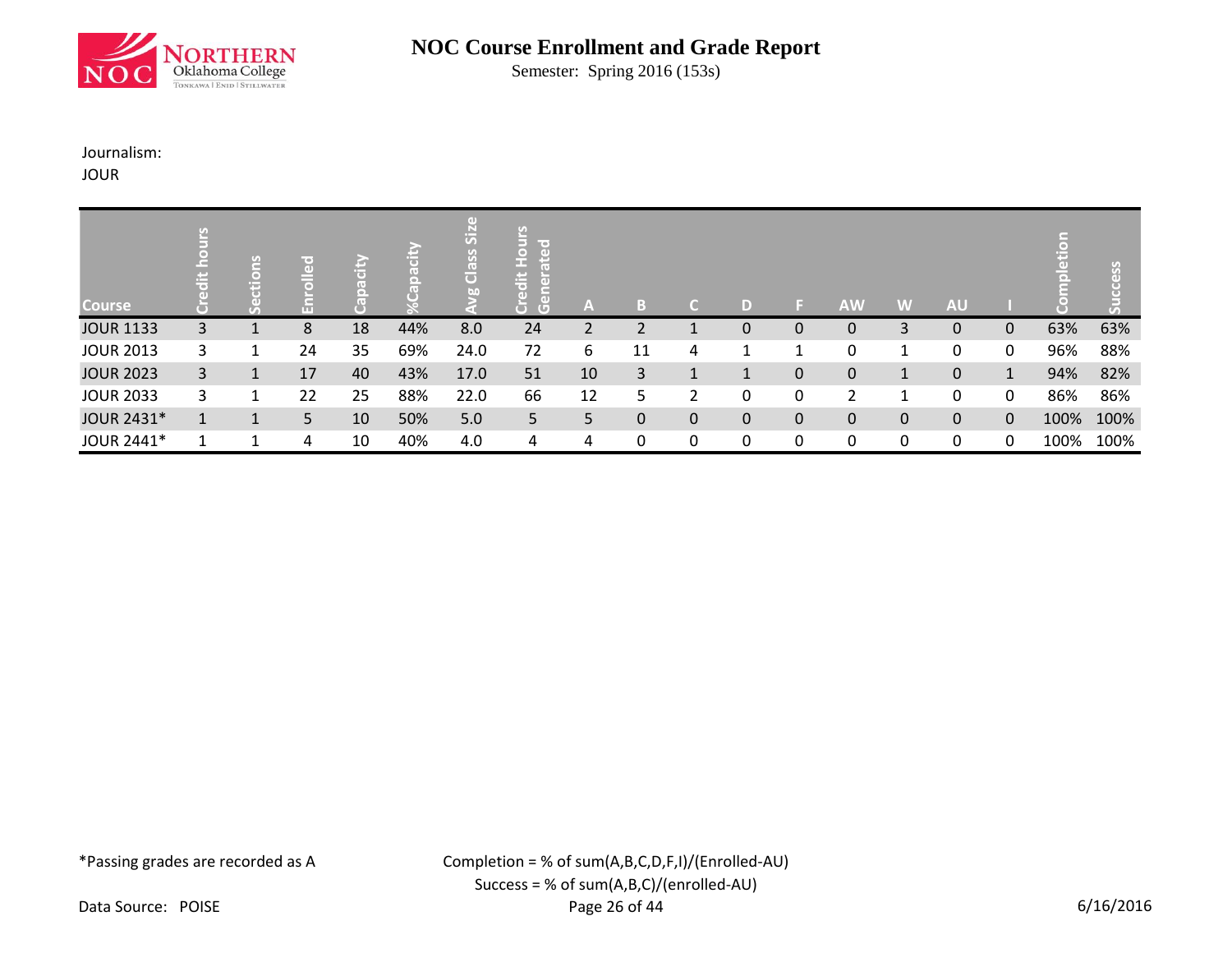# NOC Course Enrollment and Grade Report

Semester: Spring 2016 (153s)

Journalism:
JOUR

| Course | Credit hours | Sections | Enrolled | Capacity | %Capacity | Avg Class Size | Credit Hours Generated | A | B | C | D | F | AW | W | AU | I | Completion | Success |
|---|---|---|---|---|---|---|---|---|---|---|---|---|---|---|---|---|---|---|
| JOUR 1133 | 3 | 1 | 8 | 18 | 44% | 8.0 | 24 | 2 | 2 | 1 | 0 | 0 | 0 | 3 | 0 | 0 | 63% | 63% |
| JOUR 2013 | 3 | 1 | 24 | 35 | 69% | 24.0 | 72 | 6 | 11 | 4 | 1 | 1 | 0 | 1 | 0 | 0 | 96% | 88% |
| JOUR 2023 | 3 | 1 | 17 | 40 | 43% | 17.0 | 51 | 10 | 3 | 1 | 1 | 0 | 0 | 1 | 0 | 1 | 94% | 82% |
| JOUR 2033 | 3 | 1 | 22 | 25 | 88% | 22.0 | 66 | 12 | 5 | 2 | 0 | 0 | 2 | 1 | 0 | 0 | 86% | 86% |
| JOUR 2431* | 1 | 1 | 5 | 10 | 50% | 5.0 | 5 | 5 | 0 | 0 | 0 | 0 | 0 | 0 | 0 | 0 | 100% | 100% |
| JOUR 2441* | 1 | 1 | 4 | 10 | 40% | 4.0 | 4 | 4 | 0 | 0 | 0 | 0 | 0 | 0 | 0 | 0 | 100% | 100% |

*Passing grades are recorded as A

Completion = % of sum(A,B,C,D,F,I)/(Enrolled-AU)
Success = % of sum(A,B,C)/(enrolled-AU)

Data Source: POISE

6/16/2016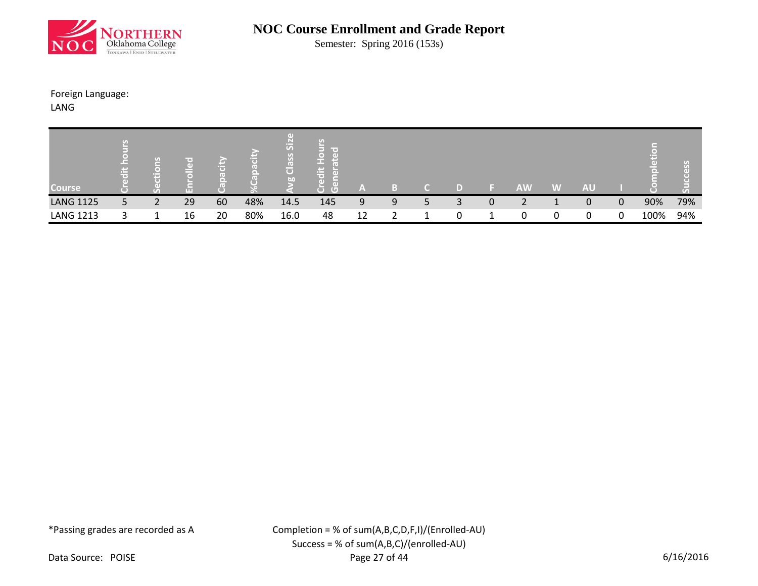# NOC Course Enrollment and Grade Report

Semester: Spring 2016 (153s)

Foreign Language:
LANG

| Course | Credit hours | Sections | Enrolled | Capacity | %Capacity | Avg Class Size | Credit Hours Generated | A | B | C | D | F | AW | W | AU | I | Completion | Success |
|---|---|---|---|---|---|---|---|---|---|---|---|---|---|---|---|---|---|---|
| LANG 1125 | 5 | 2 | 29 | 60 | 48% | 14.5 | 145 | 9 | 9 | 5 | 3 | 0 | 2 | 1 | 0 | 0 | 90% | 79% |
| LANG 1213 | 3 | 1 | 16 | 20 | 80% | 16.0 | 48 | 12 | 2 | 1 | 0 | 1 | 0 | 0 | 0 | 0 | 100% | 94% |

*Passing grades are recorded as A

Completion = % of sum(A,B,C,D,F,I)/(Enrolled-AU)
Success = % of sum(A,B,C)/(enrolled-AU)

Data Source: POISE

6/16/2016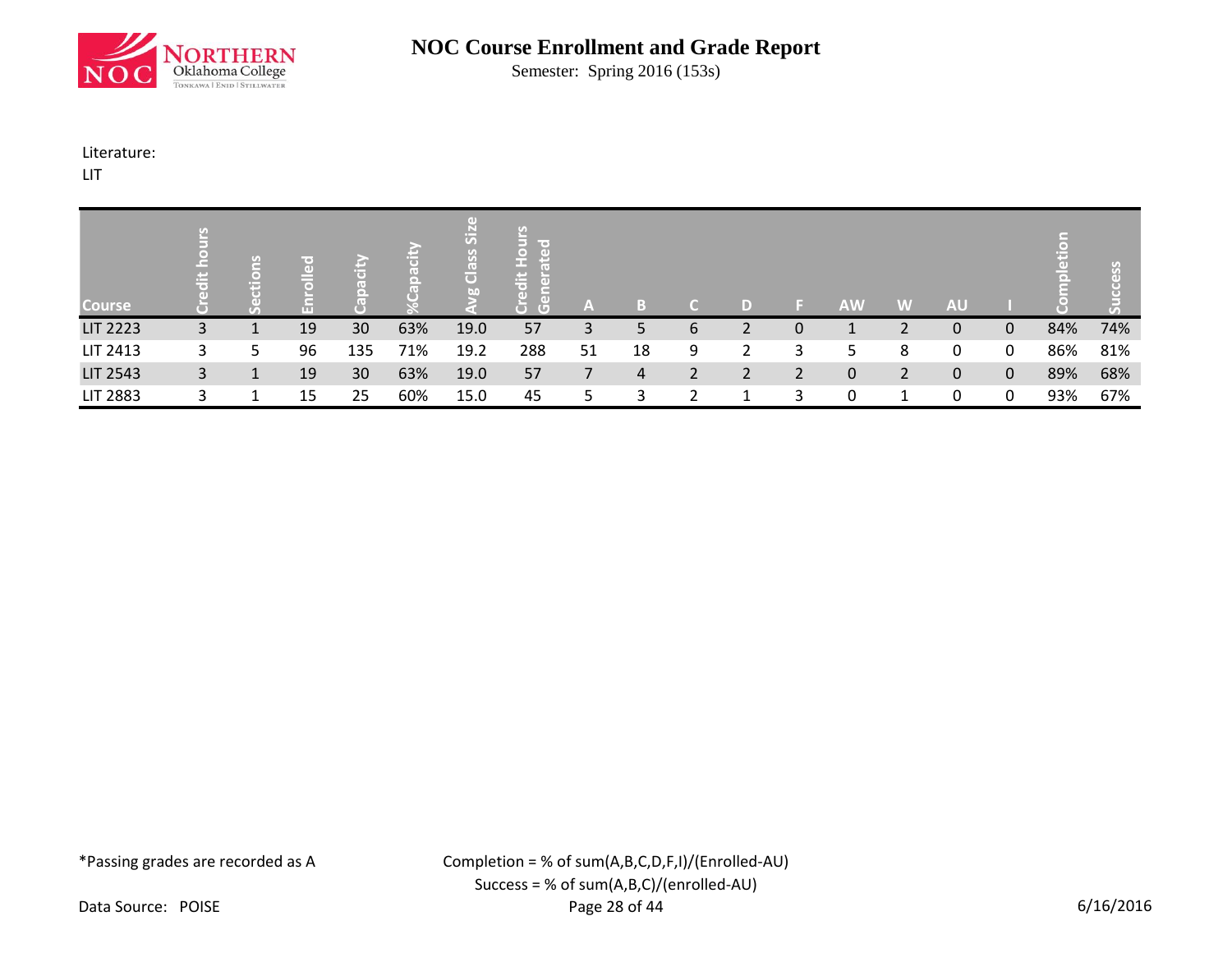# NOC Course Enrollment and Grade Report

Semester: Spring 2016 (153s)

Literature:

LIT

| Course | Credit hours | Sections | Enrolled | Capacity | %Capacity | Avg Class Size | Credit Hours Generated | A | B | C | D | F | AW | W | AU | I | Completion | Success |
|---|---|---|---|---|---|---|---|---|---|---|---|---|---|---|---|---|---|---|
| LIT 2223 | 3 | 1 | 19 | 30 | 63% | 19.0 | 57 | 3 | 5 | 6 | 2 | 0 | 1 | 2 | 0 | 0 | 84% | 74% |
| LIT 2413 | 3 | 5 | 96 | 135 | 71% | 19.2 | 288 | 51 | 18 | 9 | 2 | 3 | 5 | 8 | 0 | 0 | 86% | 81% |
| LIT 2543 | 3 | 1 | 19 | 30 | 63% | 19.0 | 57 | 7 | 4 | 2 | 2 | 2 | 0 | 2 | 0 | 0 | 89% | 68% |
| LIT 2883 | 3 | 1 | 15 | 25 | 60% | 15.0 | 45 | 5 | 3 | 2 | 1 | 3 | 0 | 1 | 0 | 0 | 93% | 67% |

*Passing grades are recorded as A

Completion = % of sum(A,B,C,D,F,I)/(Enrolled-AU)

Success = % of sum(A,B,C)/(enrolled-AU)

Data Source: POISE

6/16/2016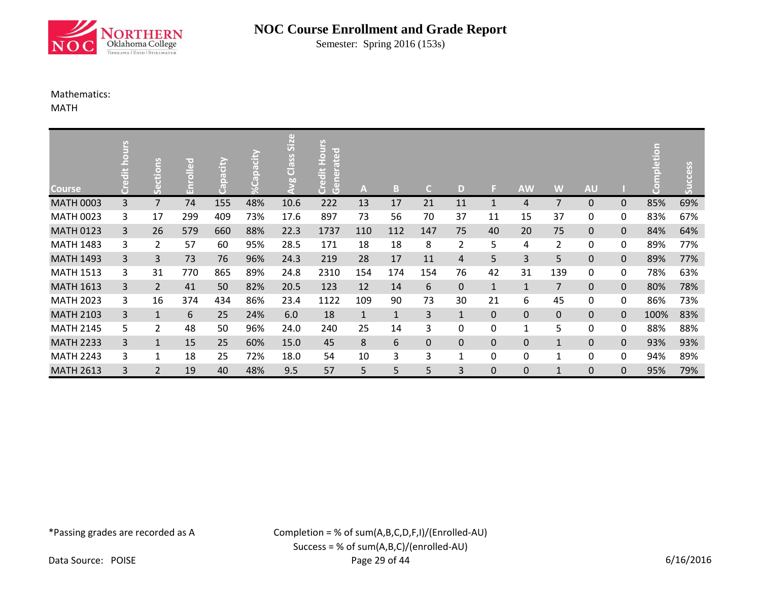# NOC Course Enrollment and Grade Report

Semester: Spring 2016 (153s)

Mathematics:

MATH

| Course | Credit hours | Sections | Enrolled | Capacity | %Capacity | Avg Class Size | Credit Hours Generated | A | B | C | D | F | AW | W | AU | I | Completion | Success |
|---|---|---|---|---|---|---|---|---|---|---|---|---|---|---|---|---|---|---|
| MATH 0003 | 3 | 7 | 74 | 155 | 48% | 10.6 | 222 | 13 | 17 | 21 | 11 | 1 | 4 | 7 | 0 | 0 | 85% | 69% |
| MATH 0023 | 3 | 17 | 299 | 409 | 73% | 17.6 | 897 | 73 | 56 | 70 | 37 | 11 | 15 | 37 | 0 | 0 | 83% | 67% |
| MATH 0123 | 3 | 26 | 579 | 660 | 88% | 22.3 | 1737 | 110 | 112 | 147 | 75 | 40 | 20 | 75 | 0 | 0 | 84% | 64% |
| MATH 1483 | 3 | 2 | 57 | 60 | 95% | 28.5 | 171 | 18 | 18 | 8 | 2 | 5 | 4 | 2 | 0 | 0 | 89% | 77% |
| MATH 1493 | 3 | 3 | 73 | 76 | 96% | 24.3 | 219 | 28 | 17 | 11 | 4 | 5 | 3 | 5 | 0 | 0 | 89% | 77% |
| MATH 1513 | 3 | 31 | 770 | 865 | 89% | 24.8 | 2310 | 154 | 174 | 154 | 76 | 42 | 31 | 139 | 0 | 0 | 78% | 63% |
| MATH 1613 | 3 | 2 | 41 | 50 | 82% | 20.5 | 123 | 12 | 14 | 6 | 0 | 1 | 1 | 7 | 0 | 0 | 80% | 78% |
| MATH 2023 | 3 | 16 | 374 | 434 | 86% | 23.4 | 1122 | 109 | 90 | 73 | 30 | 21 | 6 | 45 | 0 | 0 | 86% | 73% |
| MATH 2103 | 3 | 1 | 6 | 25 | 24% | 6.0 | 18 | 1 | 1 | 3 | 1 | 0 | 0 | 0 | 0 | 0 | 100% | 83% |
| MATH 2145 | 5 | 2 | 48 | 50 | 96% | 24.0 | 240 | 25 | 14 | 3 | 0 | 0 | 1 | 5 | 0 | 0 | 88% | 88% |
| MATH 2233 | 3 | 1 | 15 | 25 | 60% | 15.0 | 45 | 8 | 6 | 0 | 0 | 0 | 0 | 1 | 0 | 0 | 93% | 93% |
| MATH 2243 | 3 | 1 | 18 | 25 | 72% | 18.0 | 54 | 10 | 3 | 3 | 1 | 0 | 0 | 1 | 0 | 0 | 94% | 89% |
| MATH 2613 | 3 | 2 | 19 | 40 | 48% | 9.5 | 57 | 5 | 5 | 5 | 3 | 0 | 0 | 1 | 0 | 0 | 95% | 79% |

*Passing grades are recorded as A

Completion = % of sum(A,B,C,D,F,I)/(Enrolled-AU)

Success = % of sum(A,B,C)/(enrolled-AU)

Data Source: POISE

6/16/2016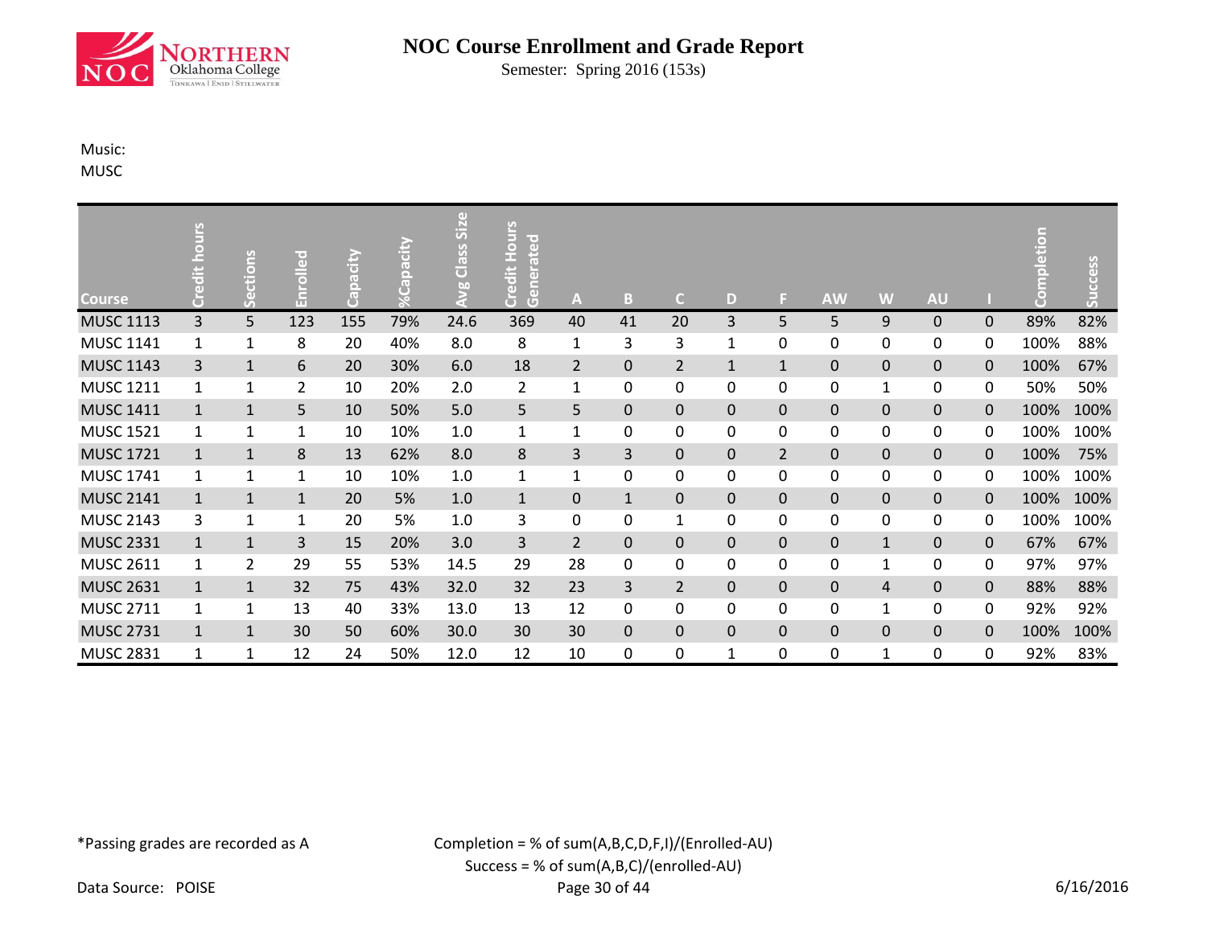# NOC Course Enrollment and Grade Report

Semester: Spring 2016 (153s)

Music:
MUSC

| Course | Credit hours | Sections | Enrolled | Capacity | %Capacity | Avg Class Size | Credit Hours Generated | A | B | C | D | F | AW | W | AU | I | Completion | Success |
|---|---|---|---|---|---|---|---|---|---|---|---|---|---|---|---|---|---|---|
| MUSC 1113 | 3 | 5 | 123 | 155 | 79% | 24.6 | 369 | 40 | 41 | 20 | 3 | 5 | 5 | 9 | 0 | 0 | 89% | 82% |
| MUSC 1141 | 1 | 1 | 8 | 20 | 40% | 8.0 | 8 | 1 | 3 | 3 | 1 | 0 | 0 | 0 | 0 | 0 | 100% | 88% |
| MUSC 1143 | 3 | 1 | 6 | 20 | 30% | 6.0 | 18 | 2 | 0 | 2 | 1 | 1 | 0 | 0 | 0 | 0 | 100% | 67% |
| MUSC 1211 | 1 | 1 | 2 | 10 | 20% | 2.0 | 2 | 1 | 0 | 0 | 0 | 0 | 0 | 1 | 0 | 0 | 50% | 50% |
| MUSC 1411 | 1 | 1 | 5 | 10 | 50% | 5.0 | 5 | 5 | 0 | 0 | 0 | 0 | 0 | 0 | 0 | 0 | 100% | 100% |
| MUSC 1521 | 1 | 1 | 1 | 10 | 10% | 1.0 | 1 | 1 | 0 | 0 | 0 | 0 | 0 | 0 | 0 | 0 | 100% | 100% |
| MUSC 1721 | 1 | 1 | 8 | 13 | 62% | 8.0 | 8 | 3 | 3 | 0 | 0 | 2 | 0 | 0 | 0 | 0 | 100% | 75% |
| MUSC 1741 | 1 | 1 | 1 | 10 | 10% | 1.0 | 1 | 1 | 0 | 0 | 0 | 0 | 0 | 0 | 0 | 0 | 100% | 100% |
| MUSC 2141 | 1 | 1 | 1 | 20 | 5% | 1.0 | 1 | 0 | 1 | 0 | 0 | 0 | 0 | 0 | 0 | 0 | 100% | 100% |
| MUSC 2143 | 3 | 1 | 1 | 20 | 5% | 1.0 | 3 | 0 | 0 | 1 | 0 | 0 | 0 | 0 | 0 | 0 | 100% | 100% |
| MUSC 2331 | 1 | 1 | 3 | 15 | 20% | 3.0 | 3 | 2 | 0 | 0 | 0 | 0 | 0 | 1 | 0 | 0 | 67% | 67% |
| MUSC 2611 | 1 | 2 | 29 | 55 | 53% | 14.5 | 29 | 28 | 0 | 0 | 0 | 0 | 0 | 1 | 0 | 0 | 97% | 97% |
| MUSC 2631 | 1 | 1 | 32 | 75 | 43% | 32.0 | 32 | 23 | 3 | 2 | 0 | 0 | 0 | 4 | 0 | 0 | 88% | 88% |
| MUSC 2711 | 1 | 1 | 13 | 40 | 33% | 13.0 | 13 | 12 | 0 | 0 | 0 | 0 | 0 | 1 | 0 | 0 | 92% | 92% |
| MUSC 2731 | 1 | 1 | 30 | 50 | 60% | 30.0 | 30 | 30 | 0 | 0 | 0 | 0 | 0 | 0 | 0 | 0 | 100% | 100% |
| MUSC 2831 | 1 | 1 | 12 | 24 | 50% | 12.0 | 12 | 10 | 0 | 0 | 1 | 0 | 0 | 1 | 0 | 0 | 92% | 83% |

*Passing grades are recorded as A

Completion = % of sum(A,B,C,D,F,I)/(Enrolled-AU)
Success = % of sum(A,B,C)/(enrolled-AU)

Data Source: POISE

6/16/2016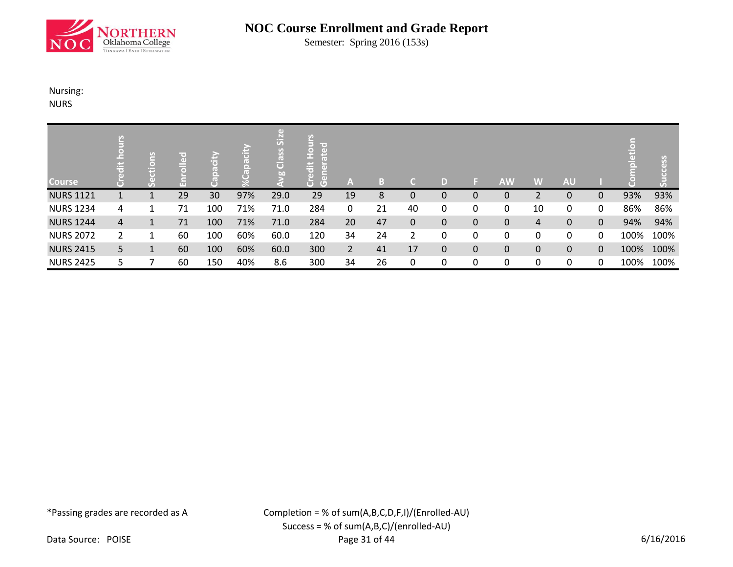# NOC Course Enrollment and Grade Report

Semester: Spring 2016 (153s)

Nursing:
NURS

| Course | Credit hours | Sections | Enrolled | Capacity | %Capacity | Avg Class Size | Credit Hours Generated | A | B | C | D | F | AW | W | AU | I | Completion | Success |
|---|---|---|---|---|---|---|---|---|---|---|---|---|---|---|---|---|---|---|
| NURS 1121 | 1 | 1 | 29 | 30 | 97% | 29.0 | 29 | 19 | 8 | 0 | 0 | 0 | 0 | 2 | 0 | 0 | 93% | 93% |
| NURS 1234 | 4 | 1 | 71 | 100 | 71% | 71.0 | 284 | 0 | 21 | 40 | 0 | 0 | 0 | 10 | 0 | 0 | 86% | 86% |
| NURS 1244 | 4 | 1 | 71 | 100 | 71% | 71.0 | 284 | 20 | 47 | 0 | 0 | 0 | 0 | 4 | 0 | 0 | 94% | 94% |
| NURS 2072 | 2 | 1 | 60 | 100 | 60% | 60.0 | 120 | 34 | 24 | 2 | 0 | 0 | 0 | 0 | 0 | 0 | 100% | 100% |
| NURS 2415 | 5 | 1 | 60 | 100 | 60% | 60.0 | 300 | 2 | 41 | 17 | 0 | 0 | 0 | 0 | 0 | 0 | 100% | 100% |
| NURS 2425 | 5 | 7 | 60 | 150 | 40% | 8.6 | 300 | 34 | 26 | 0 | 0 | 0 | 0 | 0 | 0 | 0 | 100% | 100% |

*Passing grades are recorded as A

Completion = % of sum(A,B,C,D,F,I)/(Enrolled-AU)
Success = % of sum(A,B,C)/(enrolled-AU)

Data Source: POISE

6/16/2016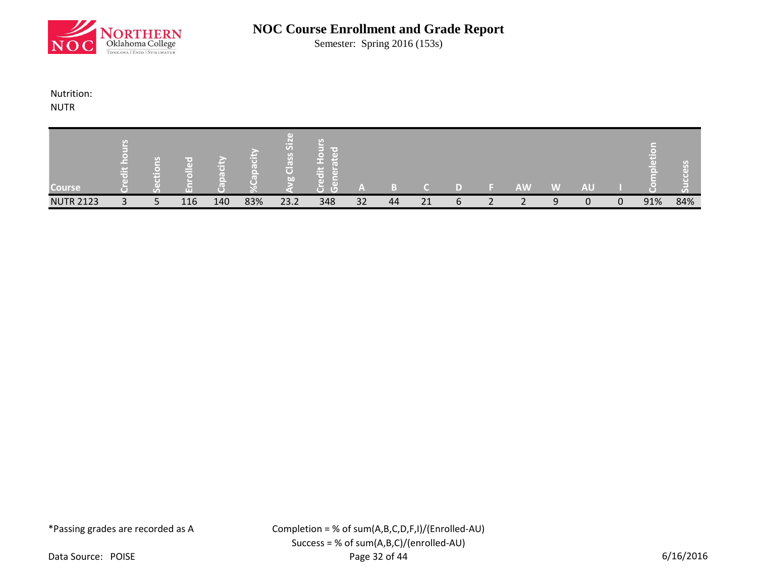# NOC Course Enrollment and Grade Report

Semester: Spring 2016 (153s)

Nutrition:
NUTR

| Course | Credit hours | Sections | Enrolled | Capacity | %Capacity | Avg Class Size | Credit Hours Generated | A | B | C | D | F | AW | W | AU | I | Completion | Success |
|---|---|---|---|---|---|---|---|---|---|---|---|---|---|---|---|---|---|---|
| NUTR 2123 | 3 | 5 | 116 | 140 | 83% | 23.2 | 348 | 32 | 44 | 21 | 6 | 2 | 2 | 9 | 0 | 0 | 91% | 84% |

*Passing grades are recorded as A

Completion = % of sum(A,B,C,D,F,I)/(Enrolled-AU)
Success = % of sum(A,B,C)/(enrolled-AU)

Data Source: POISE

6/16/2016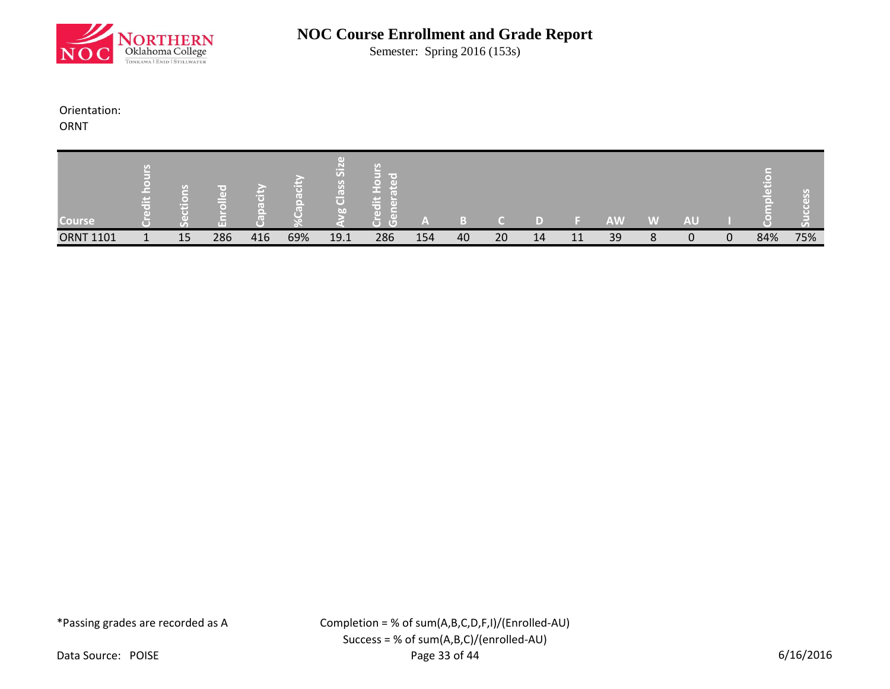# NOC Course Enrollment and Grade Report

Semester: Spring 2016 (153s)

Orientation:
ORNT

| Course | Credit hours | Sections | Enrolled | Capacity | %Capacity | Avg Class Size | Credit Hours Generated | A | B | C | D | F | AW | W | AU | I | Completion | Success |
|---|---|---|---|---|---|---|---|---|---|---|---|---|---|---|---|---|---|---|
| ORNT 1101 | 1 | 15 | 286 | 416 | 69% | 19.1 | 286 | 154 | 40 | 20 | 14 | 11 | 39 | 8 | 0 | 0 | 84% | 75% |

*Passing grades are recorded as A

Completion = % of sum(A,B,C,D,F,I)/(Enrolled-AU)
Success = % of sum(A,B,C)/(enrolled-AU)

Data Source: POISE

6/16/2016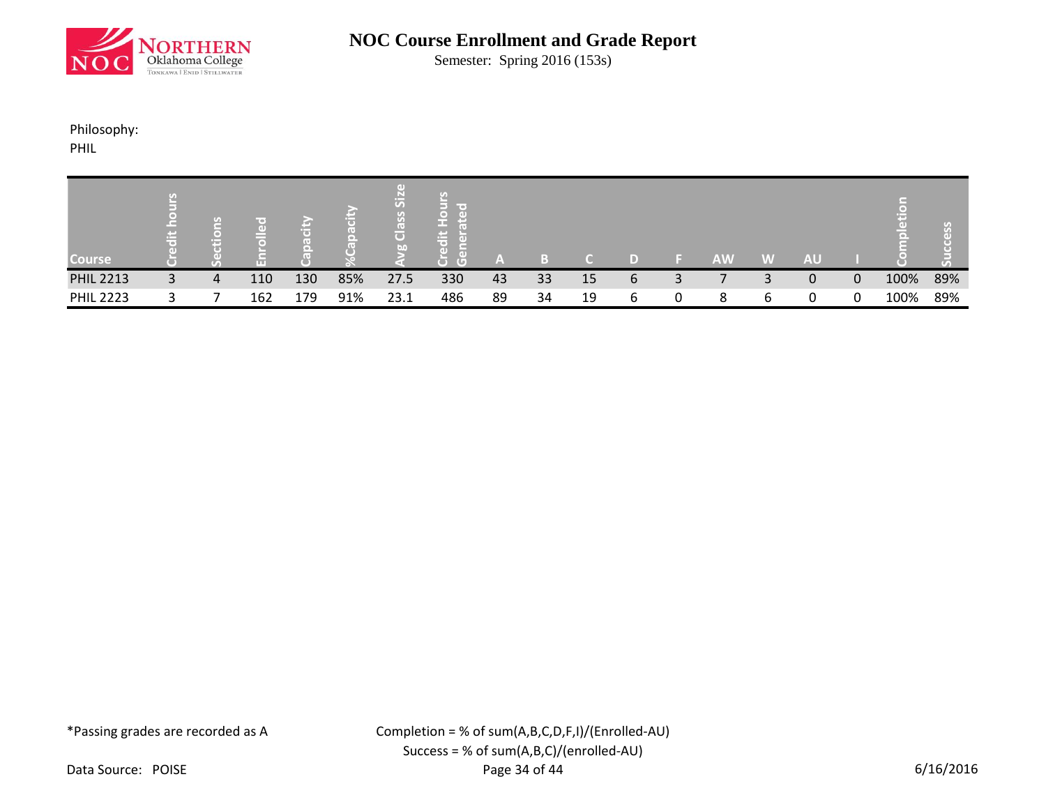# NOC Course Enrollment and Grade Report

Semester: Spring 2016 (153s)

Philosophy:

PHIL

| Course | Credit hours | Sections | Enrolled | Capacity | %Capacity | Avg Class Size | Credit Hours Generated | A | B | C | D | F | AW | W | AU | I | Completion | Success |
|---|---|---|---|---|---|---|---|---|---|---|---|---|---|---|---|---|---|---|
| PHIL 2213 | 3 | 4 | 110 | 130 | 85% | 27.5 | 330 | 43 | 33 | 15 | 6 | 3 | 7 | 3 | 0 | 0 | 100% | 89% |
| PHIL 2223 | 3 | 7 | 162 | 179 | 91% | 23.1 | 486 | 89 | 34 | 19 | 6 | 0 | 8 | 6 | 0 | 0 | 100% | 89% |

*Passing grades are recorded as A

Completion = % of sum(A,B,C,D,F,I)/(Enrolled-AU)

Success = % of sum(A,B,C)/(enrolled-AU)

Data Source: POISE

6/16/2016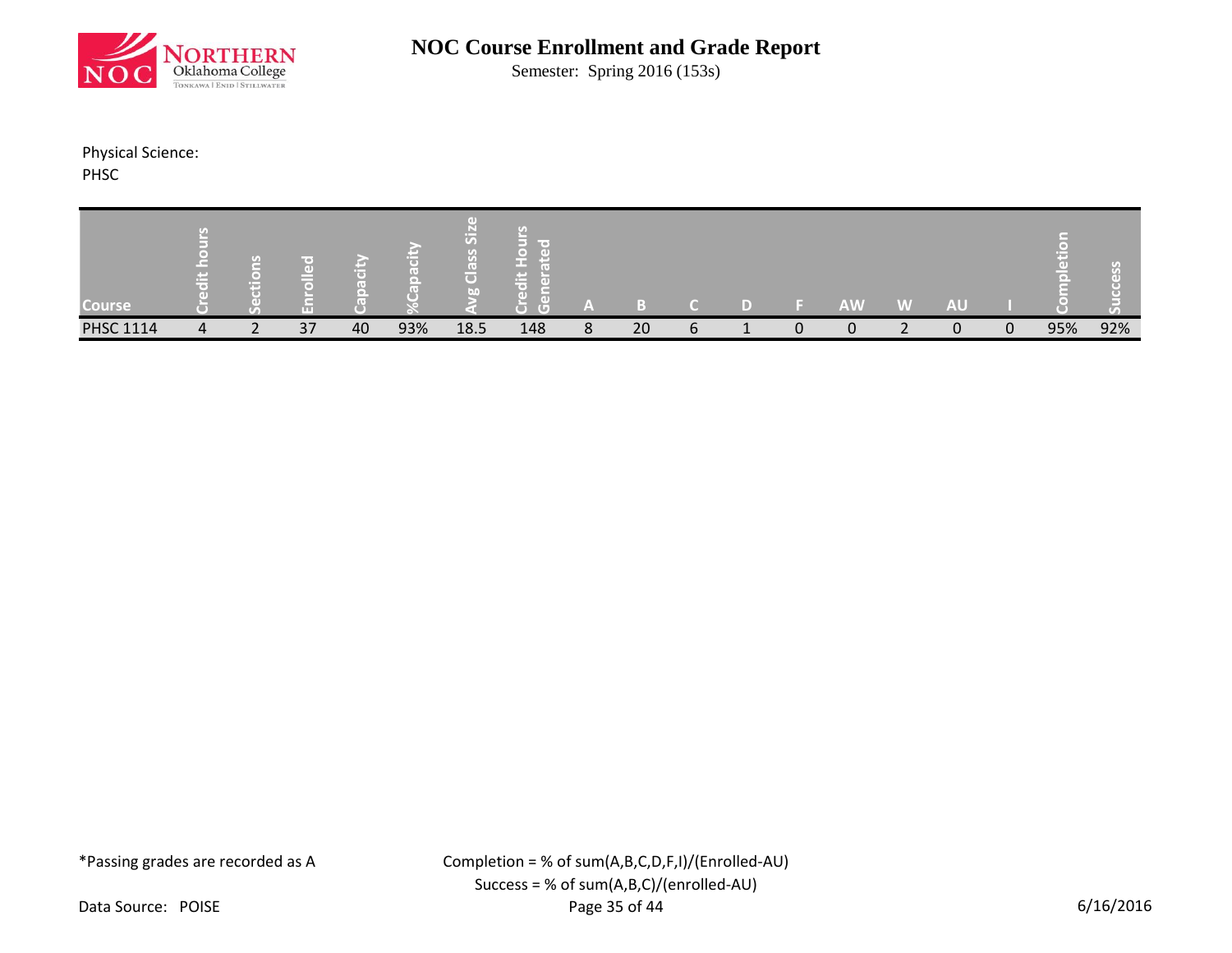# NOC Course Enrollment and Grade Report

Semester: Spring 2016 (153s)

Physical Science:

PHSC

| Course | Credit hours | Sections | Enrolled | Capacity | %Capacity | Avg Class Size | Credit Hours Generated | A | B | C | D | F | AW | W | AU | I | Completion | Success |
|---|---|---|---|---|---|---|---|---|---|---|---|---|---|---|---|---|---|---|
| PHSC 1114 | 4 | 2 | 37 | 40 | 93% | 18.5 | 148 | 8 | 20 | 6 | 1 | 0 | 0 | 2 | 0 | 0 | 95% | 92% |

*Passing grades are recorded as A

Completion = % of sum(A,B,C,D,F,I)/(Enrolled-AU)

Success = % of sum(A,B,C)/(enrolled-AU)

Data Source: POISE

6/16/2016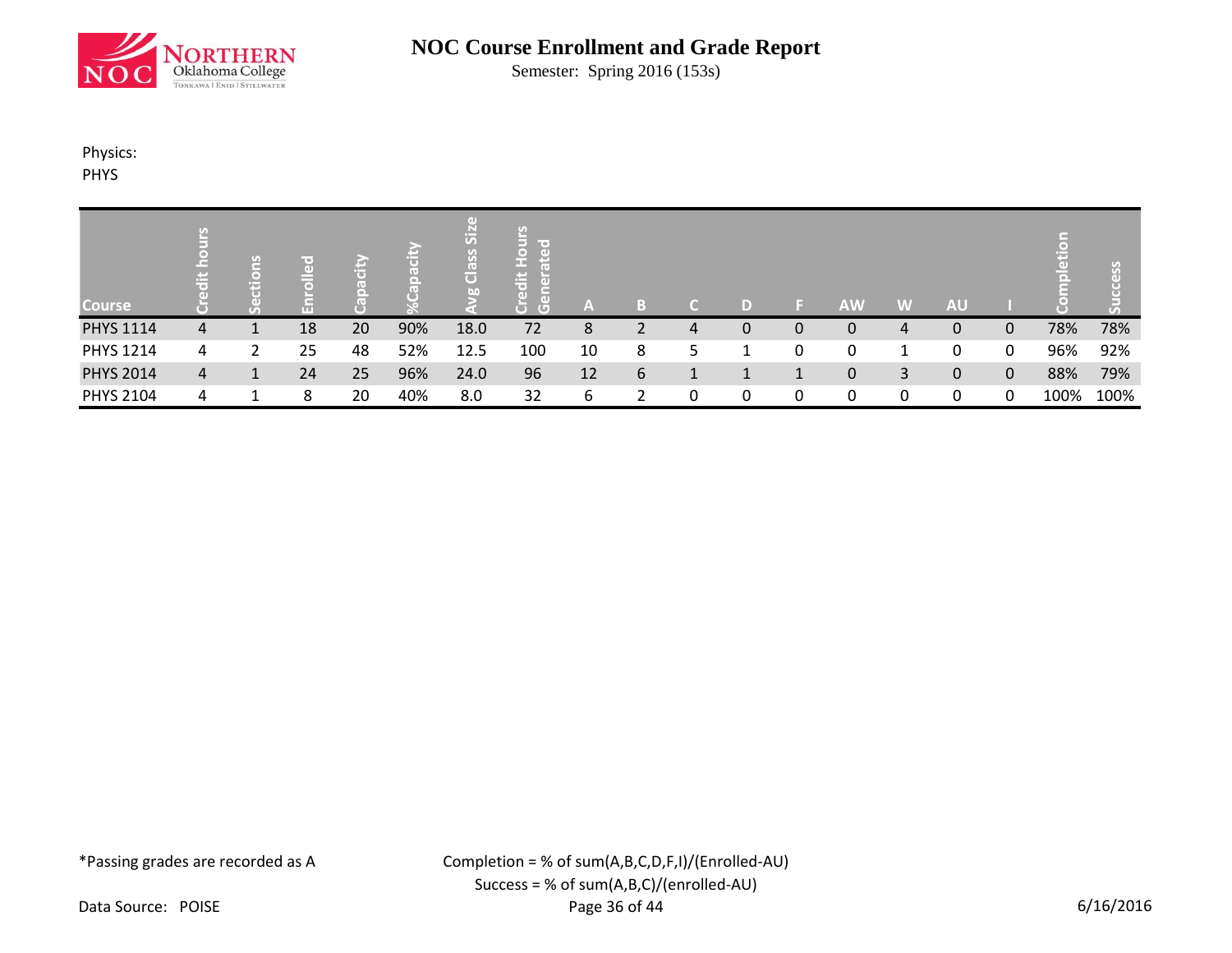# NOC Course Enrollment and Grade Report

Semester: Spring 2016 (153s)

Physics:
PHYS

| Course | Credit hours | Sections | Enrolled | Capacity | %Capacity | Avg Class Size | Credit Hours Generated | A | B | C | D | F | AW | W | AU | I | Completion | Success |
|---|---|---|---|---|---|---|---|---|---|---|---|---|---|---|---|---|---|---|
| PHYS 1114 | 4 | 1 | 18 | 20 | 90% | 18.0 | 72 | 8 | 2 | 4 | 0 | 0 | 0 | 4 | 0 | 0 | 78% | 78% |
| PHYS 1214 | 4 | 2 | 25 | 48 | 52% | 12.5 | 100 | 10 | 8 | 5 | 1 | 0 | 0 | 1 | 0 | 0 | 96% | 92% |
| PHYS 2014 | 4 | 1 | 24 | 25 | 96% | 24.0 | 96 | 12 | 6 | 1 | 1 | 1 | 0 | 3 | 0 | 0 | 88% | 79% |
| PHYS 2104 | 4 | 1 | 8 | 20 | 40% | 8.0 | 32 | 6 | 2 | 0 | 0 | 0 | 0 | 0 | 0 | 0 | 100% | 100% |

*Passing grades are recorded as A

Completion = % of sum(A,B,C,D,F,I)/(Enrolled-AU)
Success = % of sum(A,B,C)/(enrolled-AU)

Data Source: POISE

6/16/2016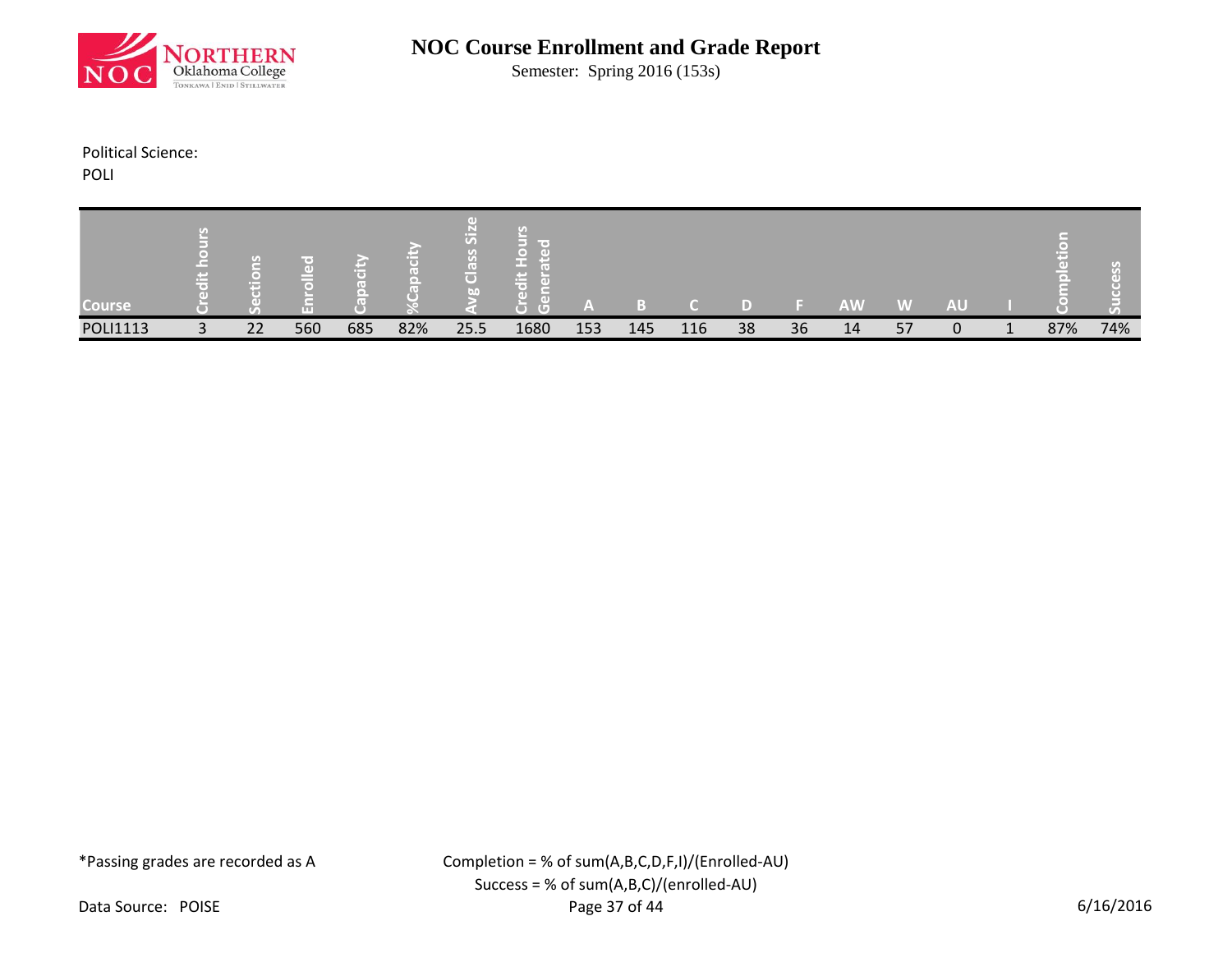# NOC Course Enrollment and Grade Report

Semester: Spring 2016 (153s)

Political Science:
POLI

| Course | Credit hours | Sections | Enrolled | Capacity | %Capacity | Avg Class Size | Credit Hours Generated | A | B | C | D | F | AW | W | AU | I | Completion | Success |
|---|---|---|---|---|---|---|---|---|---|---|---|---|---|---|---|---|---|---|
| POLI1113 | 3 | 22 | 560 | 685 | 82% | 25.5 | 1680 | 153 | 145 | 116 | 38 | 36 | 14 | 57 | 0 | 1 | 87% | 74% |

*Passing grades are recorded as A

Completion = % of sum(A,B,C,D,F,I)/(Enrolled-AU)
Success = % of sum(A,B,C)/(enrolled-AU)

Data Source: POISE

6/16/2016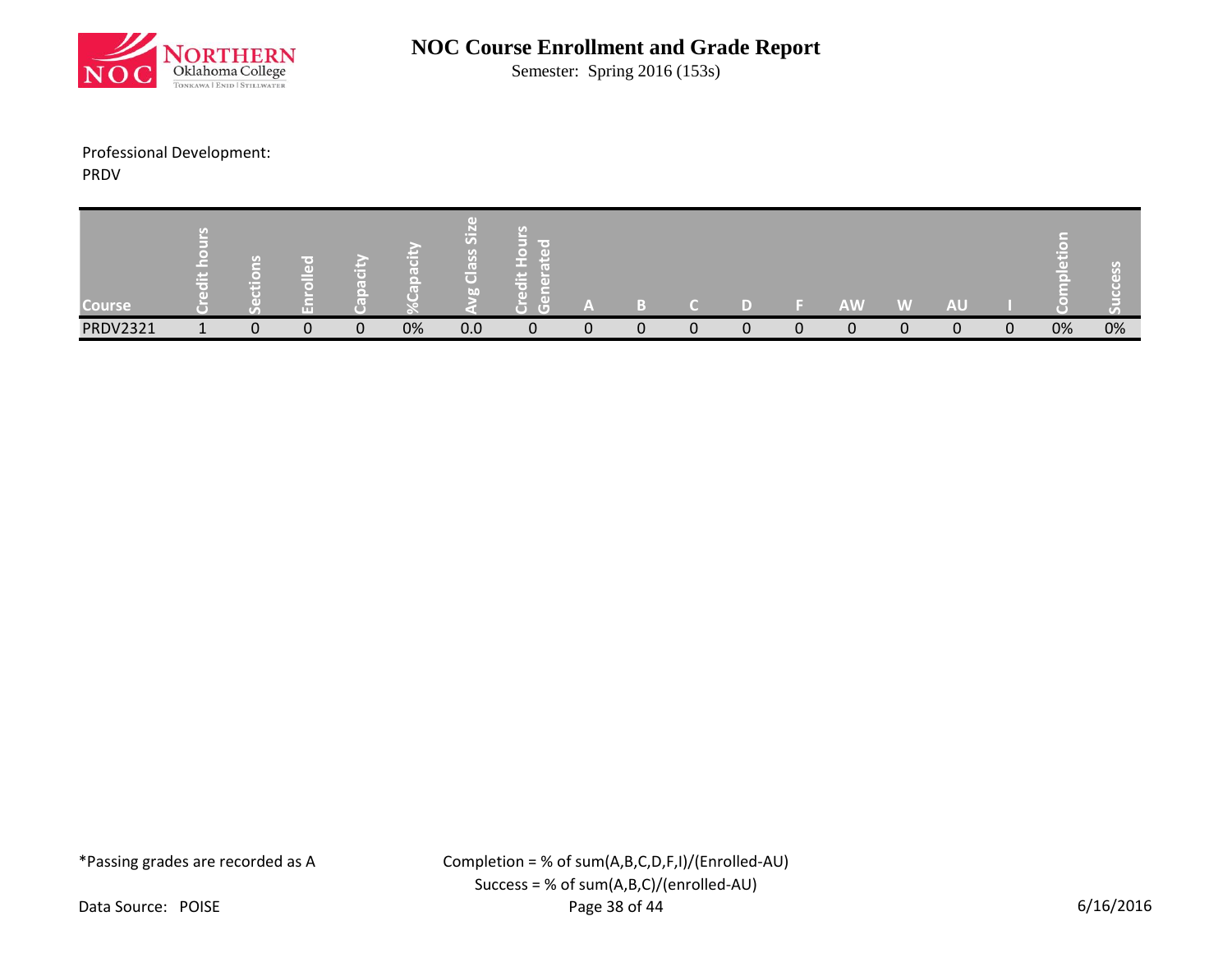# NOC Course Enrollment and Grade Report

Semester: Spring 2016 (153s)

Professional Development:
PRDV

| Course | Credit hours | Sections | Enrolled | Capacity | %Capacity | Avg Class Size | Credit Hours Generated | A | B | C | D | F | AW | W | AU | I | Completion | Success |
|---|---|---|---|---|---|---|---|---|---|---|---|---|---|---|---|---|---|---|
| PRDV2321 | 1 | 0 | 0 | 0 | 0% | 0.0 | 0 | 0 | 0 | 0 | 0 | 0 | 0 | 0 | 0 | 0 | 0% | 0% |

*Passing grades are recorded as A

Completion = % of sum(A,B,C,D,F,I)/(Enrolled-AU)
Success = % of sum(A,B,C)/(enrolled-AU)

Data Source: POISE

6/16/2016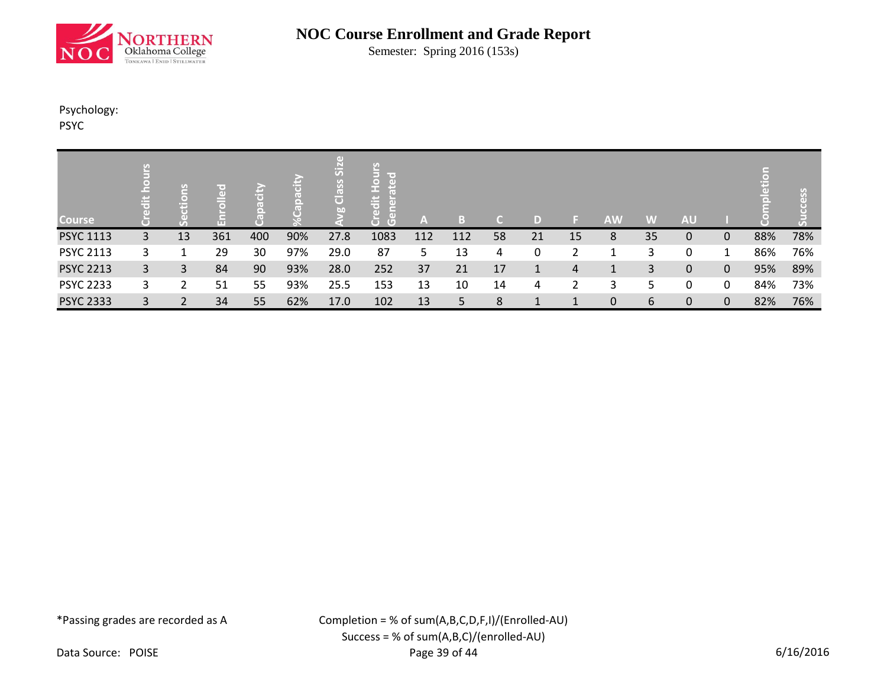# NOC Course Enrollment and Grade Report

Semester: Spring 2016 (153s)

Psychology:
PSYC

| Course | Credit hours | Sections | Enrolled | Capacity | %Capacity | Avg Class Size | Credit Hours Generated | A | B | C | D | F | AW | W | AU | I | Completion | Success |
|---|---|---|---|---|---|---|---|---|---|---|---|---|---|---|---|---|---|---|
| PSYC 1113 | 3 | 13 | 361 | 400 | 90% | 27.8 | 1083 | 112 | 112 | 58 | 21 | 15 | 8 | 35 | 0 | 0 | 88% | 78% |
| PSYC 2113 | 3 | 1 | 29 | 30 | 97% | 29.0 | 87 | 5 | 13 | 4 | 0 | 2 | 1 | 3 | 0 | 1 | 86% | 76% |
| PSYC 2213 | 3 | 3 | 84 | 90 | 93% | 28.0 | 252 | 37 | 21 | 17 | 1 | 4 | 1 | 3 | 0 | 0 | 95% | 89% |
| PSYC 2233 | 3 | 2 | 51 | 55 | 93% | 25.5 | 153 | 13 | 10 | 14 | 4 | 2 | 3 | 5 | 0 | 0 | 84% | 73% |
| PSYC 2333 | 3 | 2 | 34 | 55 | 62% | 17.0 | 102 | 13 | 5 | 8 | 1 | 1 | 0 | 6 | 0 | 0 | 82% | 76% |

*Passing grades are recorded as A

Completion = % of sum(A,B,C,D,F,I)/(Enrolled-AU)
Success = % of sum(A,B,C)/(enrolled-AU)

Data Source: POISE

6/16/2016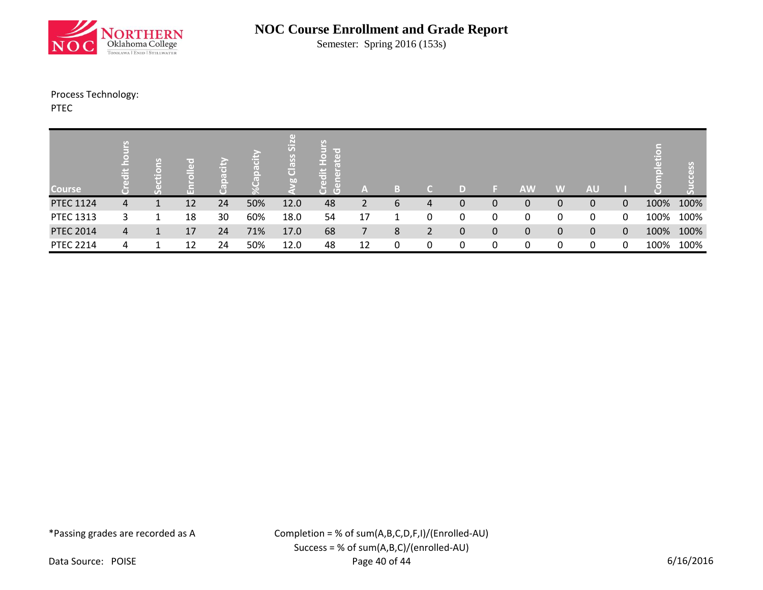# NOC Course Enrollment and Grade Report

Semester: Spring 2016 (153s)

Process Technology:
PTEC

| Course | Credit hours | Sections | Enrolled | Capacity | %Capacity | Avg Class Size | Credit Hours Generated | A | B | C | D | F | AW | W | AU | I | Completion | Success |
|---|---|---|---|---|---|---|---|---|---|---|---|---|---|---|---|---|---|---|
| PTEC 1124 | 4 | 1 | 12 | 24 | 50% | 12.0 | 48 | 2 | 6 | 4 | 0 | 0 | 0 | 0 | 0 | 0 | 100% | 100% |
| PTEC 1313 | 3 | 1 | 18 | 30 | 60% | 18.0 | 54 | 17 | 1 | 0 | 0 | 0 | 0 | 0 | 0 | 0 | 100% | 100% |
| PTEC 2014 | 4 | 1 | 17 | 24 | 71% | 17.0 | 68 | 7 | 8 | 2 | 0 | 0 | 0 | 0 | 0 | 0 | 100% | 100% |
| PTEC 2214 | 4 | 1 | 12 | 24 | 50% | 12.0 | 48 | 12 | 0 | 0 | 0 | 0 | 0 | 0 | 0 | 0 | 100% | 100% |

*Passing grades are recorded as A

Completion = % of sum(A,B,C,D,F,I)/(Enrolled-AU)

Success = % of sum(A,B,C)/(enrolled-AU)

Data Source: POISE

6/16/2016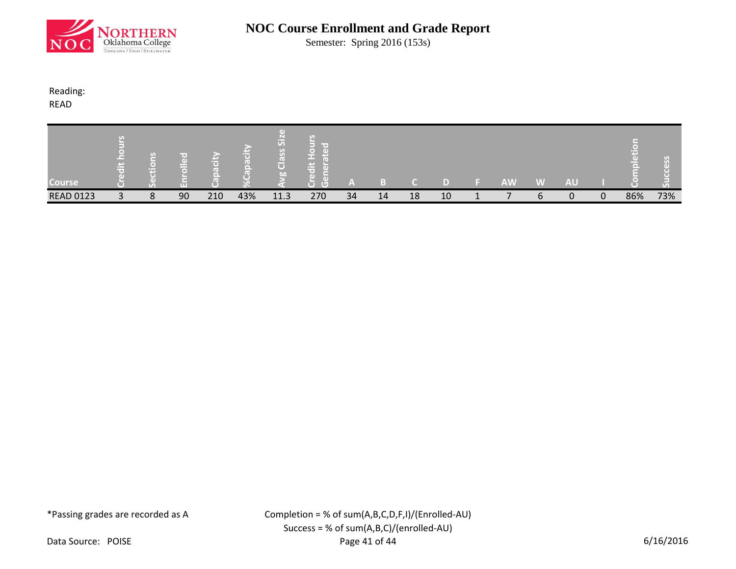# NOC Course Enrollment and Grade Report

Semester: Spring 2016 (153s)

Reading:
READ

| Course | Credit hours | Sections | Enrolled | Capacity | %Capacity | Avg Class Size | Credit Hours Generated | A | B | C | D | F | AW | W | AU | I | Completion | Success |
|---|---|---|---|---|---|---|---|---|---|---|---|---|---|---|---|---|---|---|
| READ 0123 | 3 | 8 | 90 | 210 | 43% | 11.3 | 270 | 34 | 14 | 18 | 10 | 1 | 7 | 6 | 0 | 0 | 86% | 73% |

*Passing grades are recorded as A

Completion = % of sum(A,B,C,D,F,I)/(Enrolled-AU)
Success = % of sum(A,B,C)/(enrolled-AU)

Data Source: POISE

6/16/2016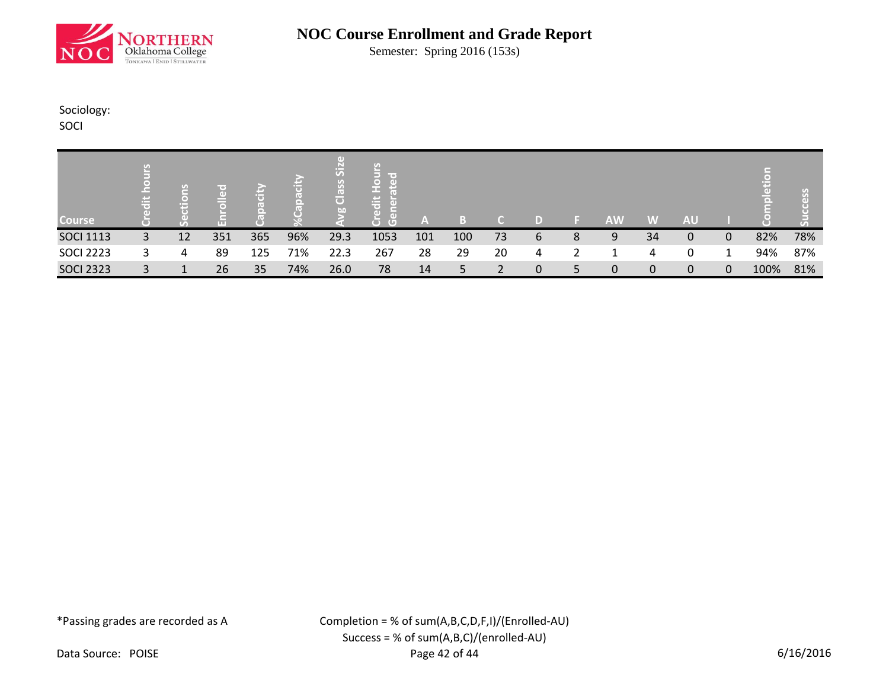# NOC Course Enrollment and Grade Report

Semester: Spring 2016 (153s)

Sociology:
SOCI

| Course | Credit hours | Sections | Enrolled | Capacity | %Capacity | Avg Class Size | Credit Hours Generated | A | B | C | D | F | AW | W | AU | I | Completion | Success |
|---|---|---|---|---|---|---|---|---|---|---|---|---|---|---|---|---|---|---|
| SOCI 1113 | 3 | 12 | 351 | 365 | 96% | 29.3 | 1053 | 101 | 100 | 73 | 6 | 8 | 9 | 34 | 0 | 0 | 82% | 78% |
| SOCI 2223 | 3 | 4 | 89 | 125 | 71% | 22.3 | 267 | 28 | 29 | 20 | 4 | 2 | 1 | 4 | 0 | 1 | 94% | 87% |
| SOCI 2323 | 3 | 1 | 26 | 35 | 74% | 26.0 | 78 | 14 | 5 | 2 | 0 | 5 | 0 | 0 | 0 | 0 | 100% | 81% |

*Passing grades are recorded as A

Completion = % of sum(A,B,C,D,F,I)/(Enrolled-AU)
Success = % of sum(A,B,C)/(enrolled-AU)

Data Source: POISE

6/16/2016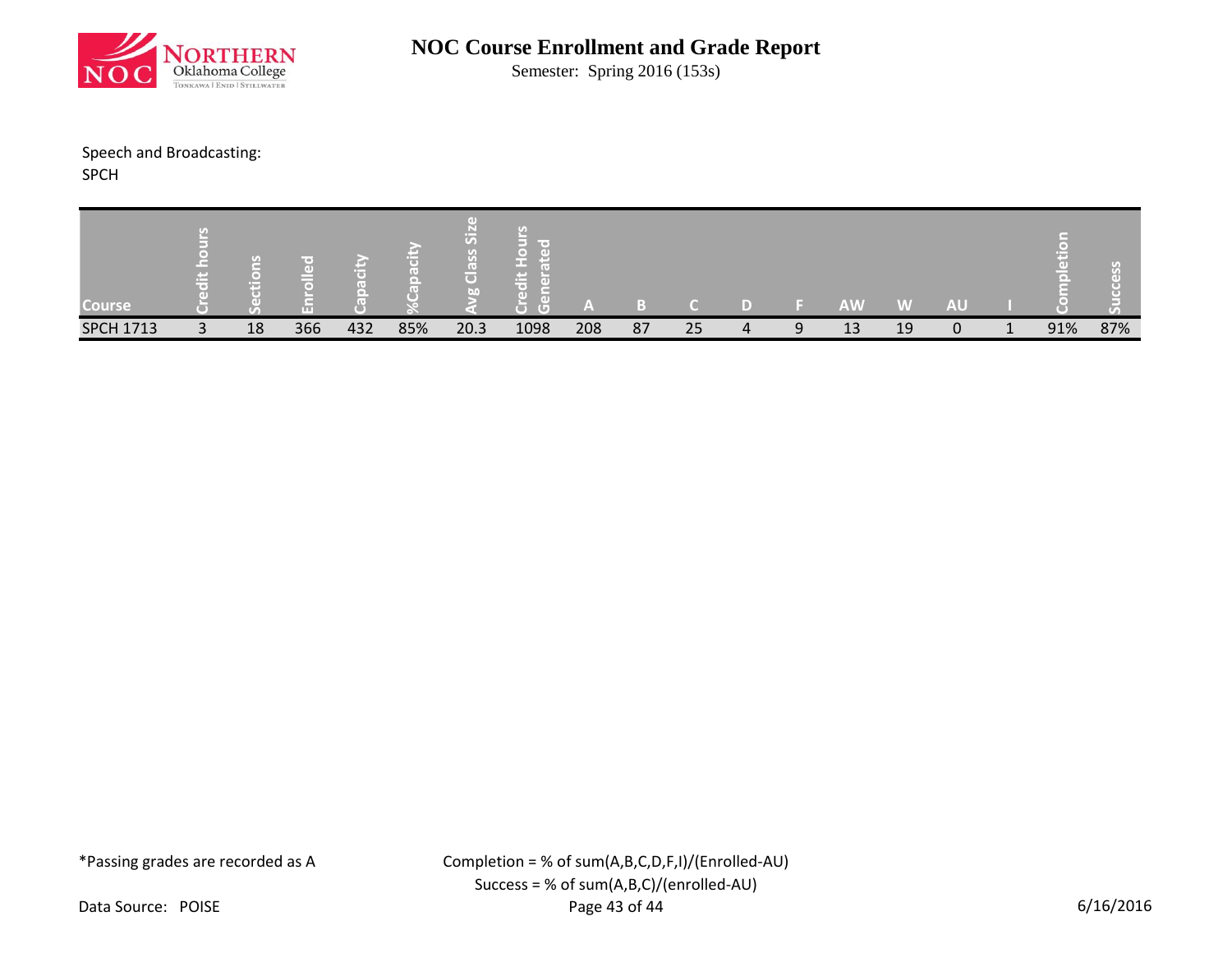# NOC Course Enrollment and Grade Report

Semester: Spring 2016 (153s)

Speech and Broadcasting:
SPCH

| Course | Credit hours | Sections | Enrolled | Capacity | %Capacity | Avg Class Size | Credit Hours Generated | A | B | C | D | F | AW | W | AU | I | Completion | Success |
|---|---|---|---|---|---|---|---|---|---|---|---|---|---|---|---|---|---|---|
| SPCH 1713 | 3 | 18 | 366 | 432 | 85% | 20.3 | 1098 | 208 | 87 | 25 | 4 | 9 | 13 | 19 | 0 | 1 | 91% | 87% |

*Passing grades are recorded as A

Completion = % of sum(A,B,C,D,F,I)/(Enrolled-AU)

Success = % of sum(A,B,C)/(enrolled-AU)

Data Source: POISE

6/16/2016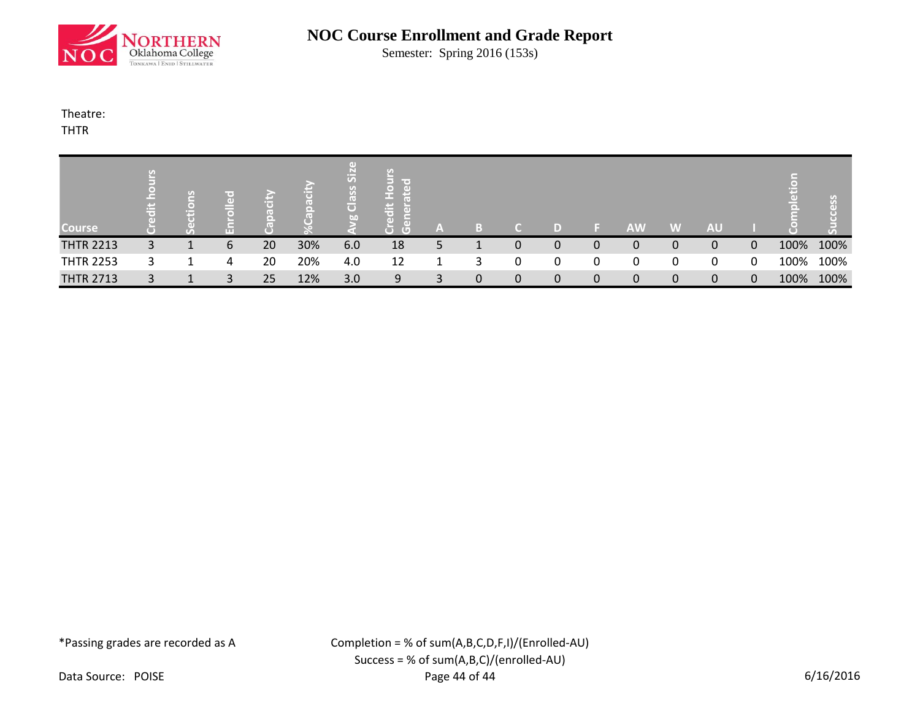# NOC Course Enrollment and Grade Report

Semester: Spring 2016 (153s)

Theatre:

THTR

| Course | Credit hours | Sections | Enrolled | Capacity | %Capacity | Avg Class Size | Credit Hours Generated | A | B | C | D | F | AW | W | AU | I | Completion | Success |
|---|---|---|---|---|---|---|---|---|---|---|---|---|---|---|---|---|---|---|
| THTR 2213 | 3 | 1 | 6 | 20 | 30% | 6.0 | 18 | 5 | 1 | 0 | 0 | 0 | 0 | 0 | 0 | 0 | 100% | 100% |
| THTR 2253 | 3 | 1 | 4 | 20 | 20% | 4.0 | 12 | 1 | 3 | 0 | 0 | 0 | 0 | 0 | 0 | 0 | 100% | 100% |
| THTR 2713 | 3 | 1 | 3 | 25 | 12% | 3.0 | 9 | 3 | 0 | 0 | 0 | 0 | 0 | 0 | 0 | 0 | 100% | 100% |

*Passing grades are recorded as A

Completion = % of sum(A,B,C,D,F,I)/(Enrolled-AU)

Success = % of sum(A,B,C)/(enrolled-AU)

Data Source: POISE

6/16/2016